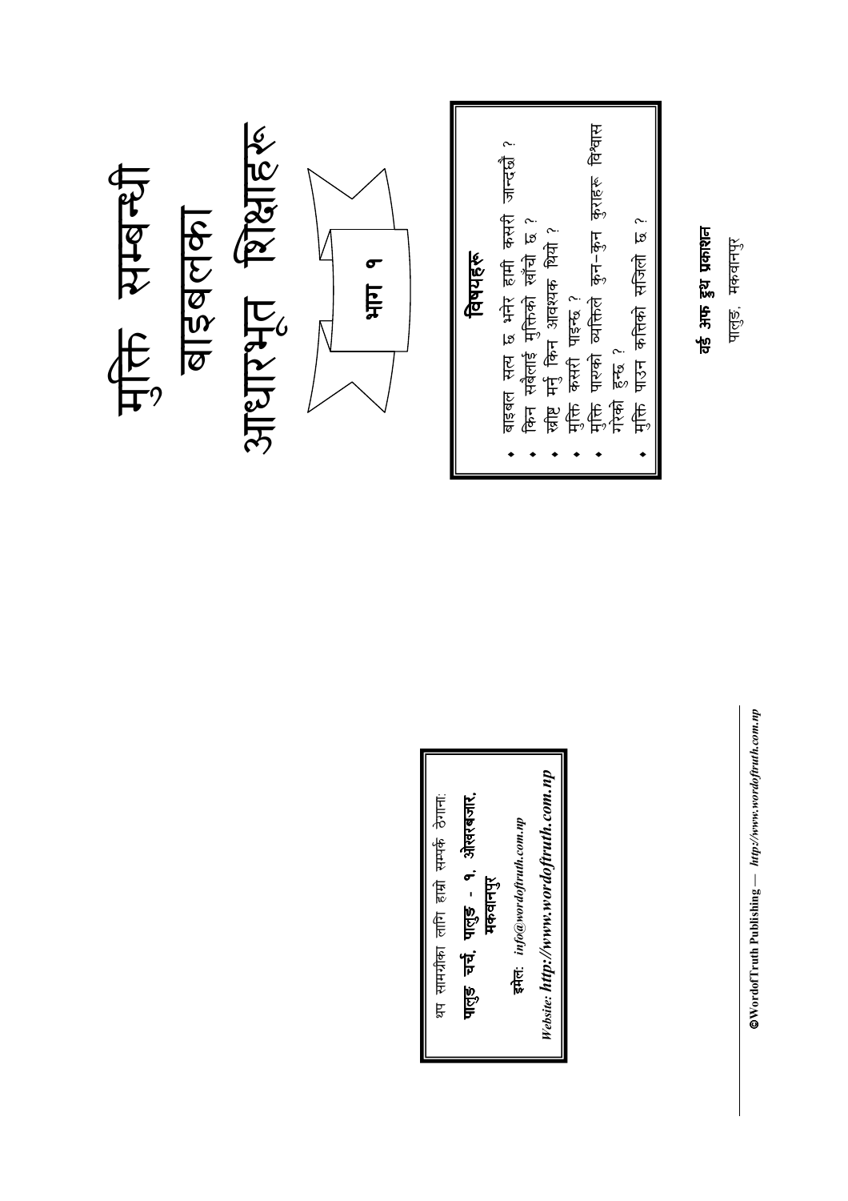# मुक्ति सम्बन्धी बाइबलका आधारभूत शिक्षाहरू

**भाग १**

**विषयहरू**

- बाइबल सत्य छ भनेर हामी कसरी जान्दछौं ?
- किन सबैलाई मुक्तिको खाँचो छ ?
- ख्रीष्ट मर्नु किन आवश्यक थियो ?
- मुक्ति कसरी पाइन्छ ?
- मुक्ति पाएको व्यक्तिले कुन–कुन कुराहरू विश्वास गरेको हुन्छ ?
- मुक्ति पाउन कत्तिको सजिलो छ ?

**वर्ड अफ ट्रुथ प्रकाशन**

पालुङ, मकवानपुर

थप सामग्रीका लागि हाम्रो सम्पर्क ठेगाना:

**पालुङ चर्च, पालुङ - ९, ओखरबजार, मकवानपुर**

**इमेल:** *info@wordoftruth.com.np*

*Website:* ***http://www.wordoftruth.com.np***

**©WordofTruth Publishing** — *http://www.wordoftruth.com.np*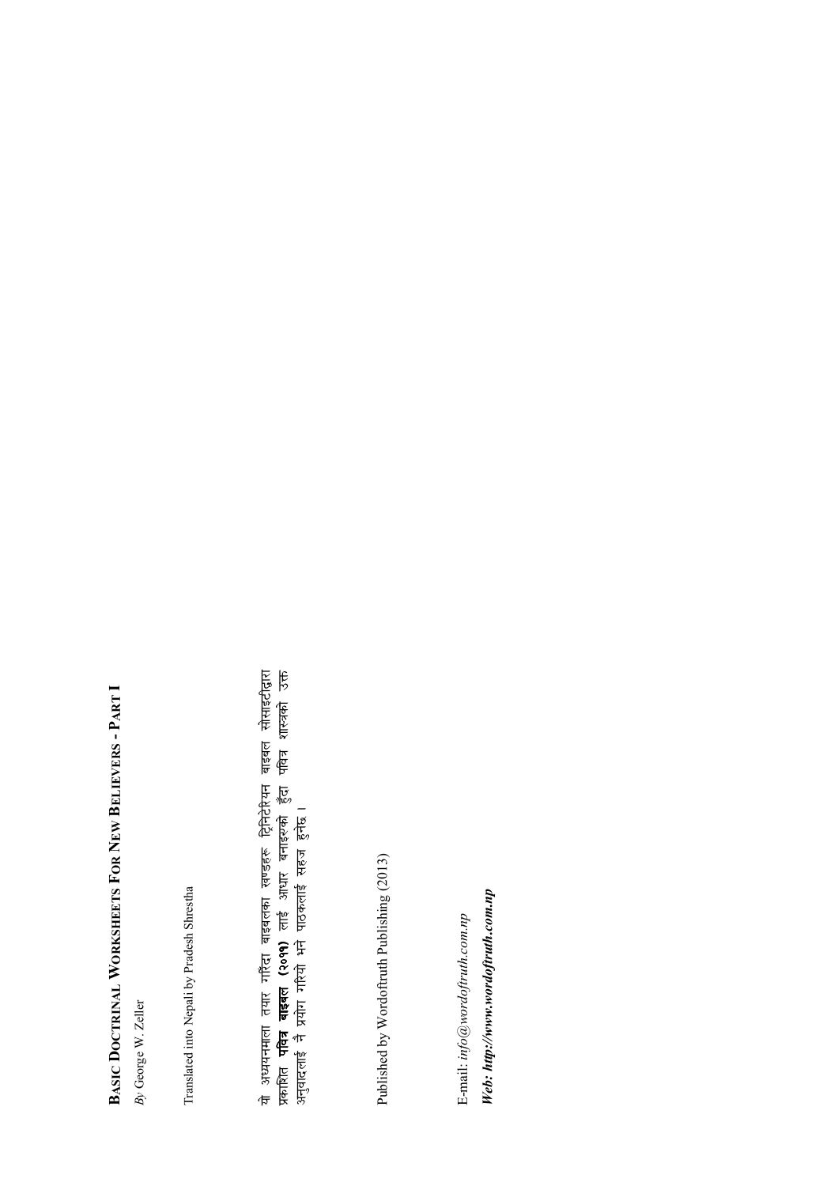# Basic Doctrinal Worksheets For New Believers - Part I

*By* George W. Zeller

Translated into Nepali by Pradesh Shrestha

यो अध्ययनमाला तयार गर्दा बाइबलका खण्डहरू ट्रिनिटेरियन बाइबल सोसाइटीद्वारा प्रकाशित **पवित्र बाइबल (२०११)** लाई आधार बनाइएको हुँदा पवित्र शास्त्रको उक्त अनुवादलाई नै प्रयोग गरियो भने पाठकलाई सहज हुनेछ ।

Published by Wordoftruth Publishing (2013)

E-mail: *info@wordoftruth.com.np*

***Web: http://www.wordoftruth.com.np***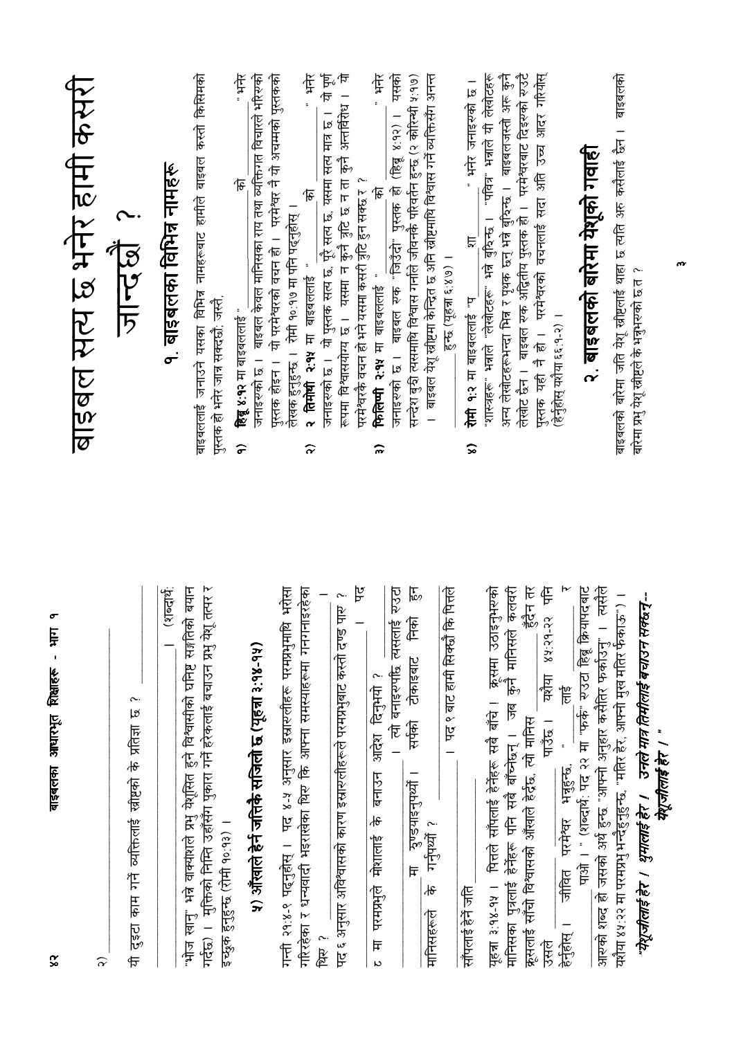२) ________________________

यी दुइटा काम गर्ने व्यक्तिलाई ख्रीष्टको के प्रतिज्ञा छ ? ________________________

________________________ । (शब्दार्थ: "भोज खानु" भन्ने वाक्यांशले प्रभु येशूसित हुने विश्वासीको घनिष्ट सङ्गतिको बयान गर्दछ) । मुक्तिको निम्ति उहाँसँग पुकारा गर्ने हरेकलाई बचाउन प्रभु येशू तत्पर र इच्छुक हुनुहुन्छ (रोमी १०:१३) ।

### ५) आँखाले हेर्न जतिकै सजिलो छ (यूहन्ना ३:१४-१५)

गन्ती २१:४-९ पढ्नुहोस् । पद ४-५ अनुसार इस्राएलीहरू परमप्रभुमाथि भरोसा गरिरहेका र धन्यवादी भइरहेका थिए कि आफ्ना समस्याहरूमा गनगनाइरहेका थिए ? ________________________ ।

पद ६ अनुसार अविश्वासको कारण इस्राएलीहरूले परमप्रभुबाट कस्तो दण्ड पाए ? ________________ । पद ८ मा परमप्रभुले मोशालाई के बनाउन आदेश दिनुभयो ? ________________ । त्यो बनाइएपछि त्यसलाई एउटा ________ मा झुण्ड्याइनुपर्थ्यो । सर्पको टोकाइबाट निको हुन मानिसहरूले के गर्नुपर्थ्यो ? ________________ । पद ९ बाट हामी सिक्छौं कि पित्तले सर्पलाई हेर्ने जति ________________ ।

यूहन्ना ३:१४-१५ । पित्तले सर्पलाई हेर्नेहरू सबै बाँचे । क्रूसमा उठाइनुभएको मानिसका पुत्रलाई हेर्नेहरू पनि सबै बाँच्नेछन् । जब कुनै मानिसले कलवरी क्रूसलाई साँचो विश्वासको आँखाले हेर्दछ, त्यो मानिस ________ हुँदैन तर उसले ________ पाउँछ । यशैया ४५:२१-२२ पनि हेर्नुहोस् । जीवित परमेश्वर भन्नुहुन्छ, "________ लाई ________ र पाओ ।" (शब्दार्थ: पद २२ मा "फर्क" एउटा हिब्रू क्रियापदबाट आएको शब्द हो जसको अर्थ हुन्छ "आफ्नो अनुहार कसैतिर फर्काउनु" । त्यसैले यशैया ४५:२२ मा परमप्रभु भन्नुहुन्छ, "मतिर हेर, आफ्नो मुख मतिर फर्काऊ") ।

***"येशूलाई हेर । धुमालाई हेर । उनले मात्र तिमीलाई बचाउन सक्छन्-- येशूलाई हेर ।"***

# बाइबल सत्य छ भनेर हामी कसरी जान्दछौं ?

## १. बाइबलका विभिन्न नामहरू

बाइबललाई जनाउने यसका विभिन्न नामहरूबाट हामीले बाइबल कस्तो किसिमको पुस्तक हो भनेर जान्न सक्दछौं, जस्तै,

१) **हिब्रू ४:१२** मा बाइबललाई "________________ को ________________" भनेर जनाइएको छ । बाइबल केवल मानिसका राय तथा व्यक्तिगत विचारले भरिएको पुस्तक होइन । यो परमेश्वरको वचन हो । परमेश्वर नै यो अचम्मको पुस्तकको लेखक हुनुहुन्छ । रोमी १०:१७ मा पनि पढ्नुहोस् ।

२) **२ तिमोथी २:१५** मा बाइबललाई "________________ को ________________" भनेर जनाइएको छ । यो पुस्तक सत्य छ, पूरै सत्य छ, यसमा सत्य मात्र छ । यो पूर्ण रूपमा विश्वासयोग्य छ । यसमा न कुनै त्रुटि छ न त कुनै अन्तर्विरोध । यो परमेश्वरकै वचन हो भने यसमा कसरी त्रुटि हुन सक्छ र ?

३) **फिलिप्पी २:१६** मा बाइबललाई "________________ को ________________" भनेर जनाइएको छ । बाइबल एक "जिउँदो" पुस्तक हो (हिब्रू ४:१२) । यसको सन्देश बुझी त्यसमाथि विश्वास गर्नेको जीवनकै परिवर्तन हुन्छ (२ कोरिन्थी ५:१७) । बाइबल येशू ख्रीष्टमा केन्द्रित छ अनि ख्रीष्टमाथि विश्वास गर्ने व्यक्तिसँग अनन्त ________________ हुन्छ (यूहन्ना ६:४७) ।

४) **रोमी १:२** मा बाइबललाई "प________ शा________" भनेर जनाइएको छ । "शास्त्रहरू" भन्नाले "लेखोटहरू" भन्ने बुझिन्छ । "पवित्र" भन्नाले यी लेखोटहरू अन्य लेखोटहरूभन्दा भिन्न र पृथक छन् भन्ने बुझिन्छ । बाइबलजस्तो अरू कुनै लेखोट छैन । बाइबल एक अद्वितीय पुस्तक हो । परमेश्वरबाट दिइएको एउटै पुस्तक यही नै हो । परमेश्वरको वचनलाई सदा अति उच्च आदर गरियोस् (हेर्नुहोस् यशैया ६६:१-२) ।

## २. बाइबलको बारेमा येशूको गवाही

बाइबलको बारेमा जति येशू ख्रीष्टलाई थाहा छ त्यति अरू कसैलाई छैन । बाइबलको बारेमा प्रभु येशू ख्रीष्टले के भन्नुभएको छ त ?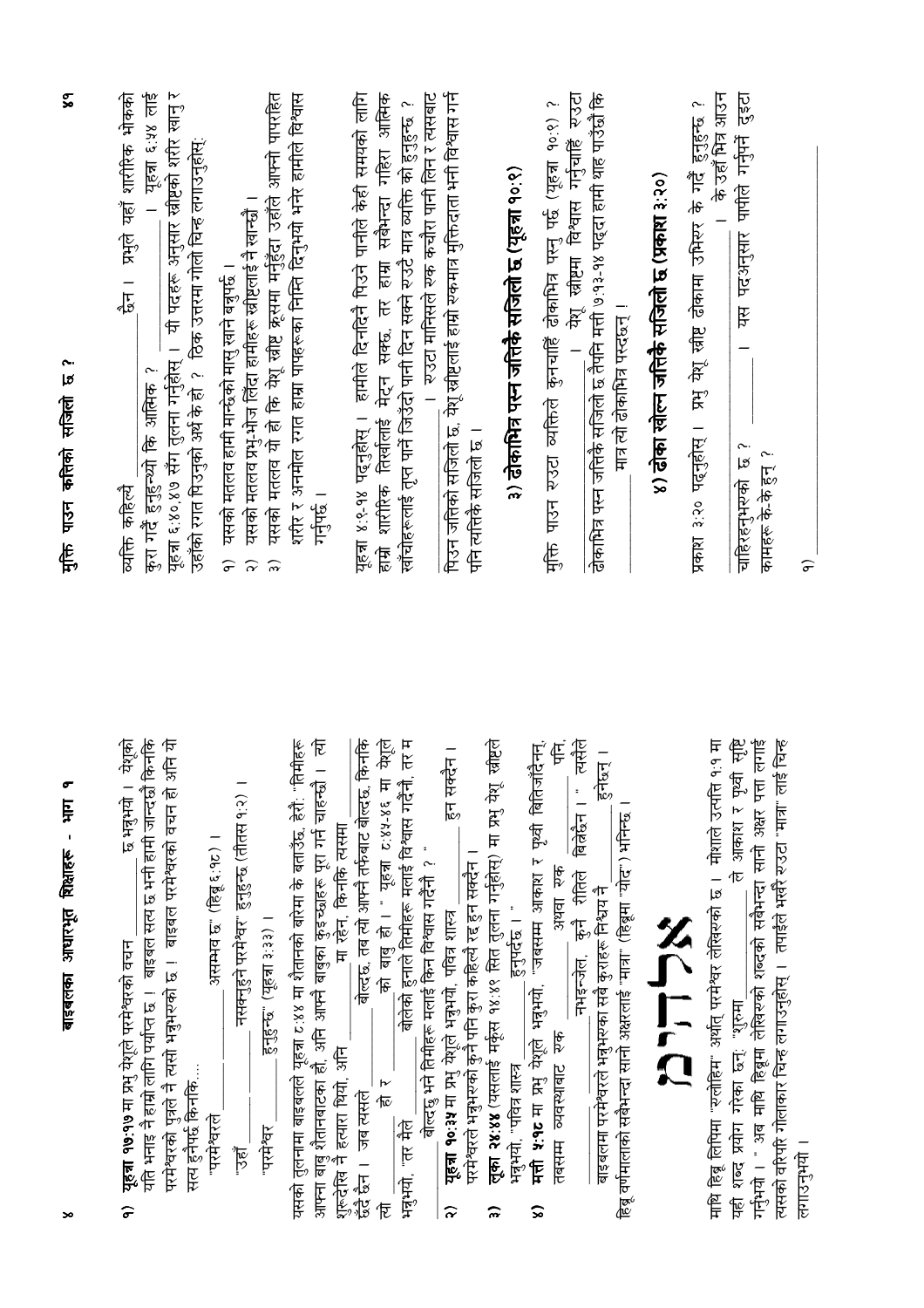१) **यूहन्ना १७:१७** मा प्रभु येशूले परमेश्वरको वचन ________________ छ भन्नुभयो । येशूको यति भनाइ नै हाम्रो लागि पर्याप्त छ ! बाइबल सत्य छ भनी हामी जान्दछौं किनकि परमेश्वरको पुत्रले नै त्यसो भन्नुभएको छ ! बाइबल परमेश्वरको वचन हो अनि यो सत्य हुनैपर्छ किनकि....

"परमेश्वरले ________________ असम्भव छ" (हिब्रू ६:१८) ।

"उहाँ ________________ नसक्नुहुने परमेश्वर" हुनुहुन्छ (तीतस १:२) ।

"परमेश्वर ________________ हुनुहुन्छ" (यूहन्ना ३:३३) ।

यसको तुलनामा बाइबलले यूहन्ना ८:४४ मा शैतानको बारेमा के बताउँछ, हेरौं: "तिमीहरू आफ्ना बाबु शैतानबाटका हौ, अनि आफ्नै बाबुका कुइच्छाहरू पूरा गर्न चाहन्छौ । त्यो शुरुदेखि नै हत्यारा थियो, अनि ________________ मा रहेन, किनकि त्यसमा ________________ छँदै छैन । जब त्यसले ________________ बोल्दछ, तब त्यो आफ्नै तर्फबाट बोल्दछ, किनकि त्यो ________________ हो र ________________ को बाबु हो । " यूहन्ना ८:४५-४६ मा येशूले भन्नुभयो, "तर मैले ________________ बोलेको हुनाले तिमीहरू मलाई विश्वास गर्दैनौ, तर म ________________ बोल्दछु भने तिमीहरू मलाई किन विश्वास गर्दैनौ ? "

२) **यूहन्ना १०:३५** मा प्रभु येशूले भन्नुभयो, पवित्र शास्त्र ________________ हुन सक्दैन । परमेश्वरले भन्नुभएको कुनै पनि कुरा कहिल्यै रद्द हुन सक्दैन ।

३) **लूका २४:४४** (यसलाई मर्कूस १४:४९ सित तुलना गर्नुहोस्) मा प्रभु येशू ख्रीष्टले भन्नुभयो, "पवित्र शास्त्र ________________ हुनुपर्दछ ।"

४) **मत्ती ५:१८** मा प्रभु येशूले भन्नुभयो, "जबसम्म आकाश र पृथ्वी बितिजाँदैनन्, तबसम्म व्यवस्थाबाट एक ________________ अथवा एक ________________ पनि, ________________ नभइन्जेल, कुनै रीतिले बितेछैन ।" त्यसैले बाइबलमा परमेश्वरले भन्नुभएका सबै कुराहरू निश्चय नै ________________ हुनेछन् । हिब्रू वर्णमालाको सबैभन्दा सानो अक्षरलाई "मात्रा" (हिब्रूमा "योद") भनिन्छ ।

אֱלֹהִים

माथि हिब्रू लिपिमा "एलोहिम" अर्थात् परमेश्वर लेखिएको छ । मोशाले उत्पत्ति १:१ मा यही शब्द प्रयोग गरेका छन्: "शुरुमा ________________ ले आकाश र पृथ्वी सृष्टि गर्नुभयो ।" अब माथि हिब्रूमा लेखिएको शब्दको सबैभन्दा सानो अक्षर पत्ता लगाई त्यसको वरिपरि गोलाकार चिन्ह लगाउनुहोस् । तपाईंले भर्खरै एउटा "मात्रा" लाई चिन्ह लगाउनुभयो ।

## मुक्ति पाउन कत्तिको सजिलो छ ?

व्यक्ति कहिल्यै ________________ छैन । प्रभुले यहाँ शारीरिक भोकको कुरा गर्दै हुनुहुन्थ्यो कि आत्मिक ? ________________ । यूहन्ना ६:५४ लाई यूहन्ना ६:४०,४७ सँग तुलना गर्नुहोस् । यी पदहरू अनुसार ख्रीष्टको शरीर खानु र उहाँको रगत पिउनुको अर्थ के हो ? ठिक उत्तरमा गोलो चिन्ह लगाउनुहोस्:

१) यसको मतलब हामी मान्छेको मासु खाने बन्नुपर्छ ।
२) यसको मतलब प्रभु-भोज लिँदा हामीहरू ख्रीष्टलाई नै खान्छौं ।
३) यसको मतलब यो हो कि येशू ख्रीष्ट क्रूसमा मर्नुहुँदा उहाँले आफ्नो पापरहित शरीर र अनमोल रगत हाम्रा पापहरूका निम्ति दिनुभयो भनेर हामीले विश्वास गर्नुपर्छ ।

यूहन्ना ४:१-१४ पढ्नुहोस् । हामीले दिनदिनै पिउने पानीले केही समयको लागि हाम्रो शारीरिक तिर्खालाई मेट्न सक्छ, तर हाम्रो सबैभन्दा गहिरा आत्मिक खाँचोहरूलाई तृप्त पार्ने जिउँदो पानी दिन सक्ने एउटै मात्र व्यक्ति को हुनुहुन्छ ? ________________ । एउटा मानिसले एक कचौरा पानी लिन र त्यसबाट पिउन जत्तिको सजिलो छ, येशू ख्रीष्टलाई हाम्रो एकमात्र मुक्तिदाता भनी विश्वास गर्न पनि त्यत्तिकै सजिलो छ ।

### ३) ढोकाभित्र पस्न जत्तिकै सजिलो छ (यूहन्ना १०:९)

मुक्ति पाउन एउटा व्यक्तिले कुनचाहिँ ढोकाभित्र पस्नु पर्छ (यूहन्ना १०:९) ? ________________ । येशू ख्रीष्टमा विश्वास गर्नुचाहिँ एउटा ढोकाभित्र पस्न जत्तिकै सजिलो छ तैपनि मत्ती ७:१३-१४ पढ्दा हामी थाह पाउँछौं कि ________________ मात्र त्यो ढोकाभित्र पस्छन् !

### ४) ढोका खोल्न जत्तिकै सजिलो छ (प्रकाश ३:२०)

प्रकाश ३:२० पढ्नुहोस् । प्रभु येशू ख्रीष्ट ढोकामा उभिएर के गर्दै हुनुहुन्छ ? ________________ । के उहाँ भित्र आउन चाहिरहनुभएको छ ? ________________ । यस पदअनुसार पापीले गर्नुपर्ने दुइटा कामहरू के-के हुन् ?

१) ________________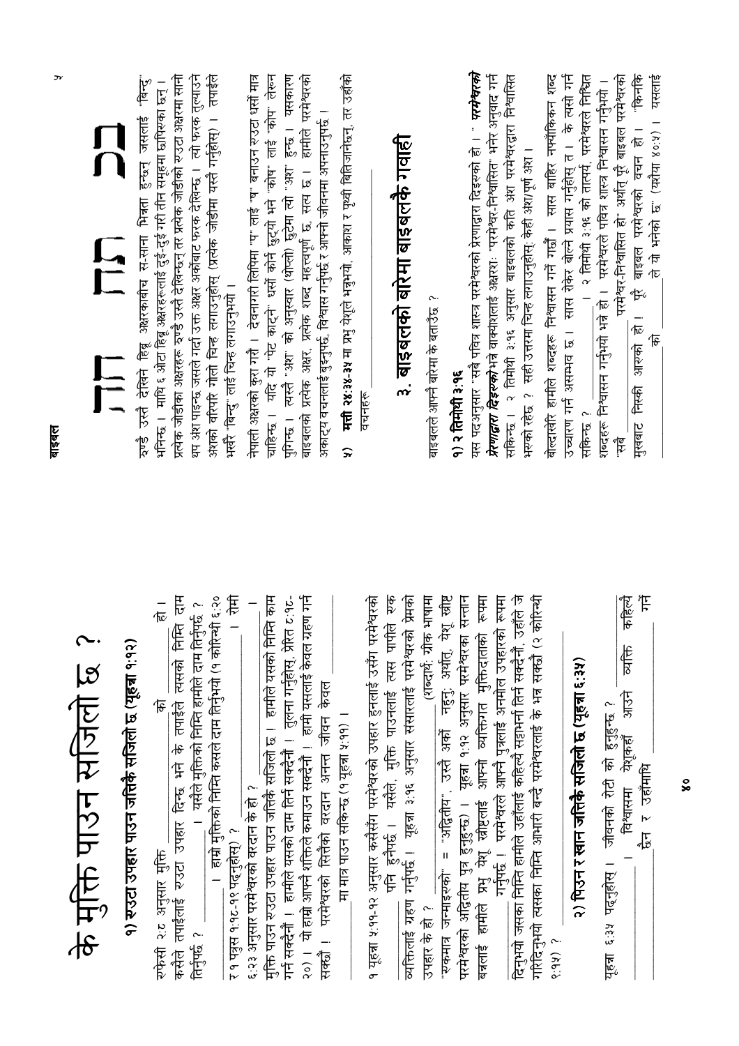राम्ररी उस्तै देखिने हिब्रू अक्षरकाबीच स-साना भिन्नता हुन्छन् जसलाई "बिन्दु" भनिन्छ । माथि ६ ओटा हिब्रू अक्षरहरूलाई दुई-दुई गरी तीन समूहमा छापिएका छन् । प्रत्येक जोडीका अक्षरहरू ठ्याक्कै उस्तै देखिन्छन् तर प्रत्येक जोडीको एउटा अक्षरमा सानो थप अंश पाइन्छ जसले गर्दा उक्त अक्षर अर्कोबाट फरक देखिन्छ । त्यो फरक तुल्याउने अंशको वरिपरि गोलो चिन्ह लगाउनुहोस् (प्रत्येक जोडीमा यस्तै गर्नुहोस्) । तपाईंले भर्खरै "बिन्दु" लाई चिन्ह लगाउनुभयो ।

नेपाली अक्षरको कुरा गरौं । देवनागरी लिपिमा "प" लाई "ष" बनाउन एउटा धर्सो मात्र चाहिन्छ । यदि यो "पेट काट्ने" धर्सो कोर्न छुट्यो भने "कोष" लाई "कोप" लेख्न पुगिन्छ । त्यस्तै "अंश" को अनुस्वार (थोप्लो) छुटेमा त्यो "अश" हुन्छ । यसकारण बाइबलको प्रत्येक अक्षर, प्रत्येक शब्द महत्त्वपूर्ण छ, सत्य छ । हामीले परमेश्वरको अकाट्य वचनलाई बुझ्नुपर्छ, विश्वास गर्नुपर्छ र आफ्नो जीवनमा अपनाउनुपर्छ ।

५) **मत्ती २४:३४-३५** मा प्रभु येशूले भन्नुभयो, आकाश र पृथ्वी बितिजानेछन्, तर उहाँका वचनहरू ______________

## ३. बाइबलको बारेमा बाइबलको गवाही

बाइबलले आफ्नै बारेमा के बताउँछ ?

### १) २ तिमोथी ३:१६

यस पदअनुसार "सबै पवित्र शास्त्र परमेश्वरको प्रेरणाद्वारा दिइएको हो । " ***परमेश्वरको प्रेरणाद्वारा दिइएको*** भन्ने वाक्यांशलाई अक्षरशः "परमेश्वर-निश्वासित" भनेर अनुवाद गर्न सकिन्छ । २ तिमोथी ३:१६ अनुसार बाइबलको कति अंश परमेश्वरद्वारा निश्वासित भएको रहेछ ? सही उत्तरमा चिन्ह लगाउनुहोस्: केही अंश/पूर्ण अंश ।

बोल्दाखेरि हामीले शब्दहरू निश्वासन गर्ने गर्छौं । सास बाहिर नफ्याँकिकन शब्द उच्चारण गर्न असम्भव छ । सास रोकेर बोल्ने प्रयास गर्नुहोस् त । के त्यसो गर्न सकिन्छ ? ______________ । २ तिमोथी ३:१६ को तात्पर्य, परमेश्वरले निश्चित शब्दहरू निश्वासन गर्नुभयो भन्ने हो । परमेश्वरले पवित्र शास्त्र निश्वासन गर्नुभयो । "सबै ______________ परमेश्वर-निश्वासित हो" अर्थात् पूरै बाइबल परमेश्वरको मुखबाट निस्की आएको हो । पूरै बाइबल परमेश्वरको वचन हो । "किनकि ______________ को ______________ ले यो भनेको छ" (यशैया ४०:५) । यसलाई

# के मुक्ति पाउन सजिलो छ ?

### १) एउटा उपहार पाउन जत्तिकै सजिलो छ (यूहन्ना १:१२)

एफेसी २:८ अनुसार मुक्ति ______________ को ______________ हो । कसैले तपाईंलाई एउटा उपहार दिन्छ भने के तपाईंले त्यसको निम्ति दाम तिर्नुपर्छ ? ______________ । यसैले मुक्तिको निम्ति हामीले दाम तिर्नुपर्छ ? ______________ । हाम्रो मुक्तिको निम्ति कसले दाम तिर्नुभयो (१ कोरिन्थी ६:२० र १ पत्रुस १:१८-१९ पढ्नुहोस्) ? ______________ । रोमी ६:२३ अनुसार परमेश्वरको वरदान के हो ? ______________ ।

मुक्ति पाउन एउटा उपहार पाउन जत्तिकै सजिलो छ । हामीले यसको निम्ति काम गर्न सक्दैनौं । हामीले यसको दाम तिर्न सक्दैनौं । तुलना गर्नुहोस्, प्रेरित ८:१८-२० । यो हाम्रो आफ्नै शक्तिले कमाउन सक्दैनौं । हामी यसलाई केवल ग्रहण गर्न सक्छौं । परमेश्वरको सित्तैंको वरदान अनन्त जीवन केवल ______________ मा मात्र पाउन सकिन्छ (१ यूहन्ना ५:११) ।

१ यूहन्ना ५:११-१२ अनुसार कसैसँग परमेश्वरको उपहार हुनलाई उसँग परमेश्वरको ______________ पनि हुनैपर्छ । यसैले, मुक्ति पाउनलाई त्यस पापीले एक व्यक्तिलाई ग्रहण गर्नुपर्छ ! यूहन्ना ३:१६ अनुसार संसारलाई परमेश्वरको प्रेमको उपहार के हो ? ______________ (शब्दार्थ: ग्रीक भाषामा "एकमात्र जन्माइएको" = "अद्वितीय", उस्तै अर्को नहुनु; अर्थात्, येशू ख्रीष्ट परमेश्वरको अद्वितीय पुत्र हुनुहुन्छ) । यूहन्ना १:१२ अनुसार परमेश्वरका सन्तान बन्नलाई हामीले प्रभु येशू ख्रीष्टलाई आफ्नो व्यक्तिगत मुक्तिदाताको रूपमा ______________ गर्नुपर्छ । परमेश्वरले आफ्नै पुत्रलाई अनमोल उपहारको रूपमा दिनुभयो जसका निम्ति हामीले उहाँलाई कहिल्यै सट्टाभर्ना तिर्न सक्दैनौं, उहाँले जे गरिदिनुभयो त्यसका निम्ति आभारी बन्दै परमेश्वरलाई के भन्न सक्छौं (२ कोरिन्थी ९:१५) ? ______________

### २) पिउन र खान जत्तिकै सजिलो छ (यूहन्ना ६:३५)

यूहन्ना ६:३५ पढ्नुहोस् । जीवनको रोटी को हुनुहुन्छ ? ______________ । विश्वासमा येशूकहाँ आउने व्यक्ति कहिल्यै ______________ छैन र उहाँमाथि ______________ गर्ने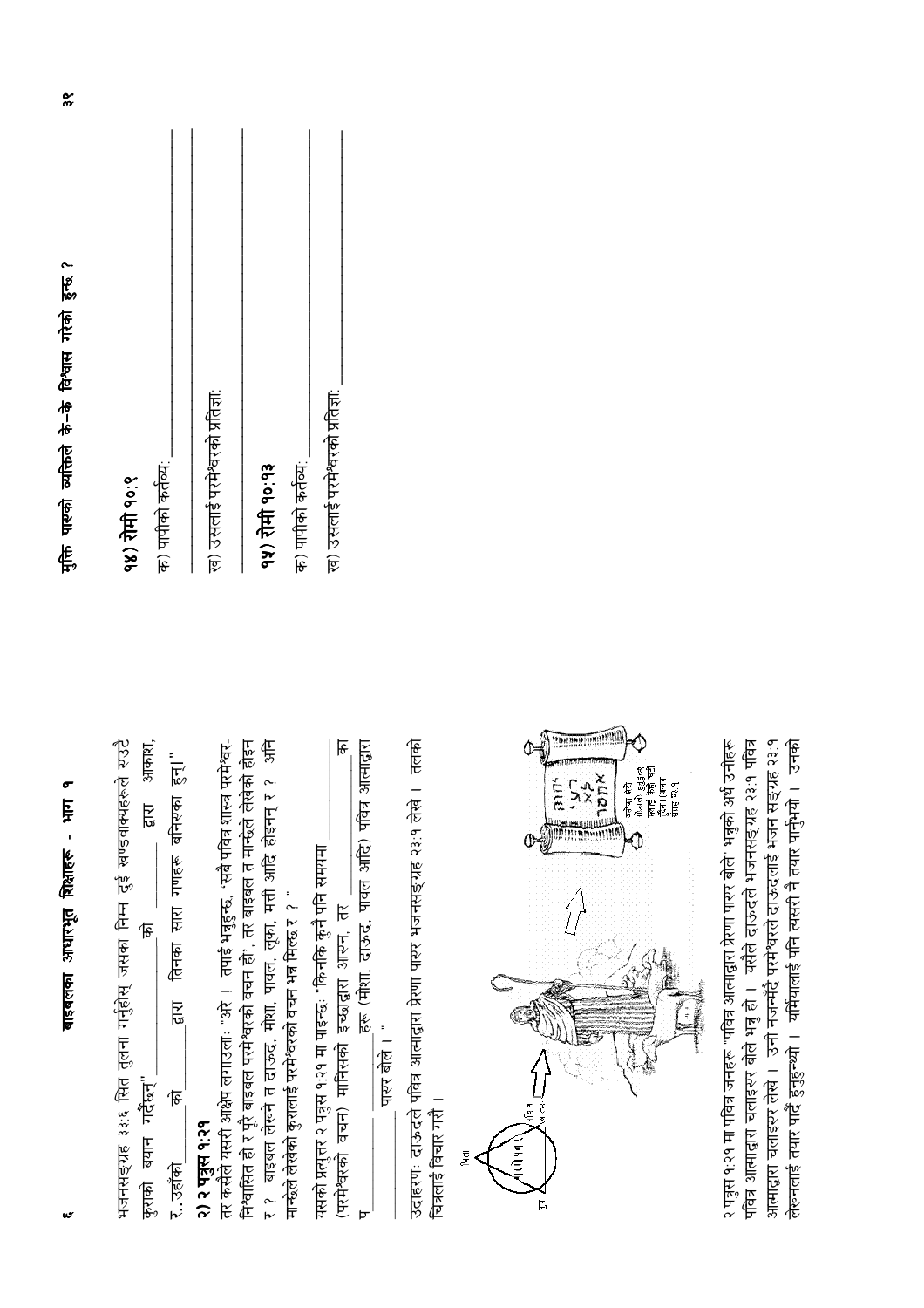भजनसङ्ग्रह ३३:६ सित तुलना गर्नुहोस् जसका निम्न दुई खण्डवाक्यहरूले रुउटै कुराको बयान गर्दछन्: "________ को ________ द्वारा आकाश, र..उहांको ________ को ________ द्वारा तिनका सारा गणहरू बनिरका हुन्।"

**२) २ पत्रुस १:२१**

तर कसैले यसरी आक्षेप लगाउला: "अरे । तपाईं भन्नुहुन्छ, 'सबै पवित्र शास्त्र परमेश्वर-निश्वासित हो र पूरै बाइबल परमेश्वरको वचन हो', तर बाइबल त मान्छेले लेखेको होइन र ? बाइबल लेख्ने त दाऊद, मोशा, पावल, लूका, मत्ती आदि होइनन् र ? अनि मान्छेले लेखेको कुरालाई परमेश्वरको वचन भन्न मिल्छ र ? "

यसको प्रत्युत्तर २ पत्रुस १:२१ मा पाइन्छः "किनकि कुनै पनि समयमा ________ (परमेश्वरको वचन) मानिसको इच्छाद्वारा आएन, तर ________ का प________ हरू (मोशा, दाऊद, पावल आदि) पवित्र आत्माद्वारा ________ पारर बोले । "

उदाहरणः दाऊदले पवित्र आत्माद्वारा प्रेरणा पारर भजनसङ्ग्रह २३:१ लेखे । तलको चित्रलाई विचार गर्नुहोस् ।

२ पत्रुस १:२१ मा पवित्र जनहरू "पवित्र आत्माद्वारा प्रेरणा पारर बोले" भन्नुको अर्थ उनीहरू पवित्र आत्माद्वारा चलाइरर बोले भन्नु हो । यसैले दाऊदले भजनसङ्ग्रह २३:१ पवित्र आत्माद्वारा चलाइरर लेखे । उनी नजन्दै परमेश्वरले दाऊदलाई भजन सङ्ग्रह २३:१ लेख्नलाई तयार पार्दै हुनुहुन्थ्यो । यर्मियालाई पनि त्यसरी नै तयार पार्नुभयो । उनको

मुक्ति पाउने व्यक्तिले के-के विश्वास गरेको हुन्छ ?

**१४) रोमी १०:९**

क) पापीको कर्तव्य: ________

ख) उसलाई परमेश्वरको प्रतिज्ञा: ________

**१५) रोमी १०:१३**

क) पापीको कर्तव्य: ________

ख) उसलाई परमेश्वरको प्रतिज्ञा: ________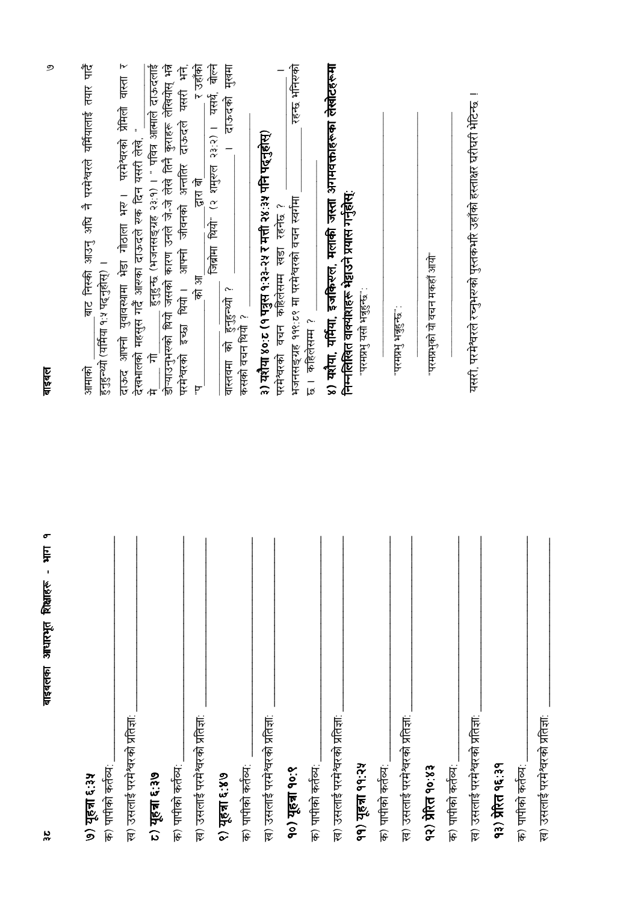**७) यूहन्ना ६:३५**

क) पापीको कर्तव्य: ______________________

ख) उसलाई परमेश्वरको प्रतिज्ञा: ______________________

**८) यूहन्ना ६:३७**

क) पापीको कर्तव्य: ______________________

ख) उसलाई परमेश्वरको प्रतिज्ञा: ______________________

**९) यूहन्ना ६:४७**

क) पापीको कर्तव्य: ______________________

ख) उसलाई परमेश्वरको प्रतिज्ञा: ______________________

**१०) यूहन्ना १०:९**

क) पापीको कर्तव्य: ______________________

ख) उसलाई परमेश्वरको प्रतिज्ञा: ______________________

**११) यूहन्ना ११:२५**

क) पापीको कर्तव्य: ______________________

ख) उसलाई परमेश्वरको प्रतिज्ञा: ______________________

**१२) प्रेरित १०:४३**

क) पापीको कर्तव्य: ______________________

ख) उसलाई परमेश्वरको प्रतिज्ञा: ______________________

**१३) प्रेरित १६:३१**

क) पापीको कर्तव्य: ______________________

ख) उसलाई परमेश्वरको प्रतिज्ञा: ______________________

आमाको ________ बाट निस्की आउनु अघि नै परमेश्वरले यर्मियालाई तयार पार्दै हुनुहुन्थ्यो (यर्मिया १:५ पढ्नुहोस्) ।

दाऊद आफ्नो युवावस्थामा भेडा गोठाला भए । परमेश्वरको प्रेमिलो वास्ता र देखभालको महसुस गर्दै आफ्नो दाऊदले एक दिन यसरी लेखे, "

मे ________ गो ________ हुनुहुन्छ (भजनसङ्ग्रह २३:१) । " पवित्र आत्माले दाऊदलाई डोऱ्याउनुभएको थियो जसको कारण उनले जे-जे लेखे तिनै कुराहरू लेखियोस् भन्ने परमेश्वरको इच्छा थियो । आफ्नो जीवनको अन्ततिर दाऊदले यसरी भने, "प ________ को आ ________ द्वारा बो ________ र उहाँको ________ जिब्रोमा थियो" (२ शमूएल २३:२) । यसर्थ, बोल्ने वास्तवमा को हुनुहुन्थ्यो ? ________ । दाऊदको मुखमा कसको वचन थियो ? ________

**३) यशैया ४०:८ (१ पत्रुस १:२३-२५ र मत्ती २४:३५ पनि पढ्नुहोस्)**

परमेश्वरको वचन कहिलेसम्म खडा रहनेछ ? ________ ।
भजनसङ्ग्रह ११९:८९ मा परमेश्वरको वचन स्वर्गमा ________ रहन्छ भनिएको छ । कहिलेसम्म ? ________

**४) यशैया, यर्मिया, इजकिएल, मलाकी जस्ता अगमवक्ताहरूका लेखोटहरूमा निम्नलिखित वाक्यांशहरू भेट्टाउने प्रयास गर्नुहोस्:**

"परमप्रभु यसो भन्नुहुन्छ": ______________________

"परमप्रभु भन्नुहुन्छ": ______________________

"परमप्रभुको यो वचन मकहाँ आयो" ______________________

यसरी, परमेश्वरले रचनुभएको पुस्तकभरि उहाँको हस्ताक्षर घरीघरी भेटिन्छ ।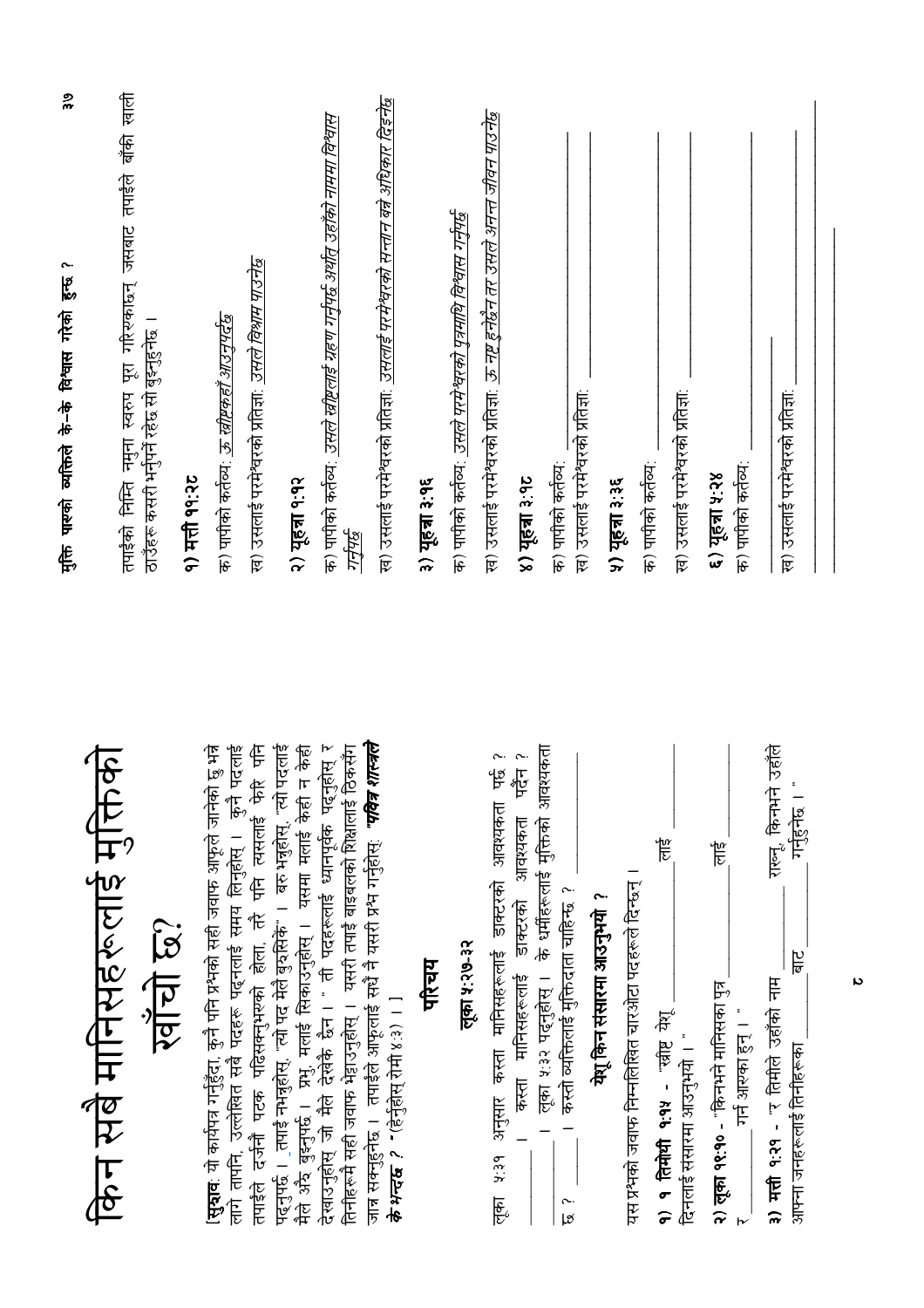# किन सबै मानिसहरूलाई मुक्तिको खाँचो छ?

[**सुझाव**: यो कार्यपत्र गर्नुहुँदा, कुनै पनि प्रश्नको सही जवाफ आफूले जानेको छु भन्ने लागे तापनि, उल्लेखित सबै पदहरू पढ्नलाई समय लिनुहोस् । कुनै पदलाई तपाईंले दर्जनौं पटक पढिसक्नुभएको होला, तरै पनि त्यसलाई फेरि पनि पढ्नुपर्छ । तपाईं नभन्नुहोस्, "त्यो पद मैले बुझिसकें" । बरु भन्नुहोस्, "त्यो पदलाई मैले अरु बुझ्नुपर्छ । प्रभु, मलाई सिकाउनुहोस् । यसमा मलाई केही न केही देखाउनुहोस् जो मैले देखेको छैन । " ती पदहरूलाई ध्यानपूर्वक पढ्नुहोस् र तिनीहरूमै सही जवाफ भेट्टाउनुहोस् । यसरी तपाईं बाइबलको शिक्षालाई ठिकसँग जाँच्न सक्नुहुनेछ । तपाईंले आफूलाई सधैं नै यसरी प्रश्न गर्नुहोस्: "***पवित्र शास्त्रले के भन्दछ ?*** "(हेर्नुहोस् रोमी ४:३) । ]

## परिचय

### लूका ५:२७-३२

लूका ५:३१ अनुसार कस्ता मानिसहरूलाई डाक्टरको आवश्यकता पर्छ ? ________ । कस्ता मानिसहरूलाई डाक्टरको आवश्यकता पर्दैन ? ________ । लूका ५:३२ पढ्नुहोस् । के धर्मीहरूलाई मुक्तिको आवश्यकता छ ? ________ । कस्तो व्यक्तिलाई मुक्तिदाता चाहिन्छ ? ________

### येशू किन संसारमा आउनुभयो ?

यस प्रश्नको जवाफ निम्नलिखित चारओटा पदहरूले दिन्छन् ।

**१) १ तिमोथी १:१५** - "ख्रीष्ट येशू ________ लाई दिनलाई संसारमा आउनुभयो । "

**२) लूका १९:१०** - "किनभने मानिसका पुत्र ________ लाई ________ गर्न आएका हुन् । "

**३) मत्ती १:२१** - "र तिमीले उहाँको नाम ________ राख्नू, किनभने उहाँले आफ्ना जनहरूलाई तिनीहरूका ________ बाट ________ गर्नुहुनेछ । "

## मुक्ति पाएको व्यक्तिले के-के विश्वास गरेको हुन्छ ?

तपाईंको निम्ति नमुना स्वरुप पूरा गरिएकाछन् जसबाट तपाईंले बँकी खाली ठाउँहरू कसरी भर्नुपर्ने रहेछ सो बुझ्नुहुनेछ ।

**१) मत्ती ११:२८**

क) पापीको कर्तव्य: *ऊ ख्रीष्टकहाँ आउनुपर्छ*

ख) उसलाई परमेश्वरको प्रतिज्ञा: *उसले विश्राम पाउनेछ*

**२) यूहन्ना १:१२**

क) पापीको कर्तव्य: *उसले ख्रीष्टलाई ग्रहण गर्नुपर्छ अर्थात् उहाँको नाममा विश्वास गर्नुपर्छ*

ख) उसलाई परमेश्वरको प्रतिज्ञा: *उसलाई परमेश्वरको सन्तान बन्ने अधिकार दिइनेछ*

**३) यूहन्ना ३:१६**

क) पापीको कर्तव्य: *उसले परमेश्वरको पुत्रमाथि विश्वास गर्नुपर्छ*

ख) उसलाई परमेश्वरको प्रतिज्ञा: *ऊ नष्ट हुनेछैन तर उसले अनन्त जीवन पाउनेछ*

**४) यूहन्ना ३:१८**

क) पापीको कर्तव्य: ________

ख) उसलाई परमेश्वरको प्रतिज्ञा: ________

**५) यूहन्ना ३:३६**

क) पापीको कर्तव्य: ________

ख) उसलाई परमेश्वरको प्रतिज्ञा: ________

**६) यूहन्ना ५:२४**

क) पापीको कर्तव्य: ________

ख) उसलाई परमेश्वरको प्रतिज्ञा: ________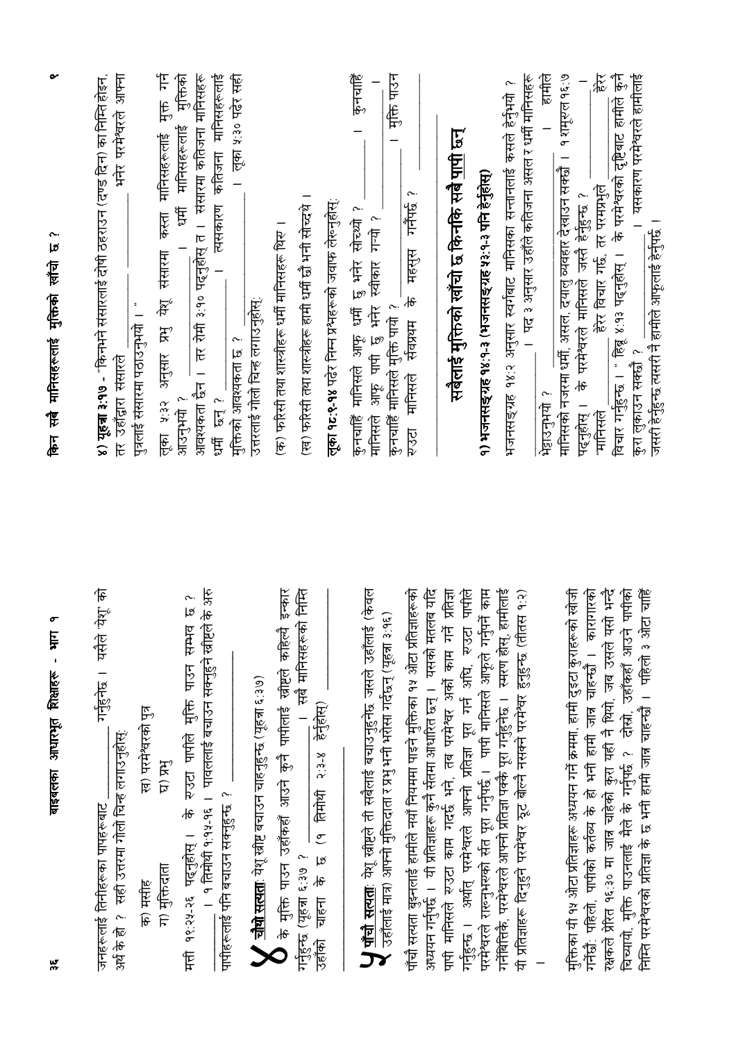जनहरूलाई तिनीहरूका पापहरूबाट _______ गर्नुहुनेछ । यसैले 'येशू' को अर्थ के हो ? सही उत्तरमा गोलो चिन्ह लगाउनुहोस्:

क) मसीह ख) परमेश्वरको पुत्र

ग) मुक्तिदाता घ) प्रभु

मत्ती १९:२५-२६ पढ्नुहोस् । के रुउटा पापीले मुक्ति पाउन सम्भव छ ? _______ । १ तिमोथी १:१५-१६ । पावललाई बचाउन सक्नुहुने ख्रीष्टले के अरु पापीहरूलाई पनि बचाउन सक्नुहुन्छ ? _______

## ४ चौथो सत्यता: येशू ख्रीष्ट बचाउन चाहनुहुन्छ (यूहन्ना ६:३७)

के मुक्ति पाउन उहाँकहाँ आउने कुनै पापीलाई ख्रीष्टले कहिल्यै इन्कार गर्नुहुन्छ (यूहन्ना ६:३७ ? _______ । सबै मानिसहरूको निम्ति उहाँको चाहना के छ (१ तिमोथी २:३-४ हेर्नुहोस्) _______

## ५ पाँचौ सत्यता: येशू ख्रीष्टले ती सबैलाई बचाउनुहुनेछ जसले उहाँलाई (केवल उहाँलाई मात्र) आफ्नो मुक्तिदाता र प्रभु भनी भरोसा गर्दछन् (यूहन्ना ३:१६)

पाँचौ सत्यता बुझ्नलाई हामीले नयाँ नियममा पाइने मुक्तिका १५ ओटा प्रतिज्ञाहरूको अध्ययन गर्नुपर्छ । यी प्रतिज्ञाहरू कुनै सर्तमा आधारित छन् । यसको मतलब यदि पापी मानिसले रुउटा काम गर्दछ भने, तब परमेश्वर अर्को काम गर्ने प्रतिज्ञा गर्नुहुन्छ । अर्थात् परमेश्वरले आफ्नो प्रतिज्ञा पूरा गर्न अघि, रुउटा पापीले परमेश्वरले राख्नुभरुको सर्त पूरा गर्नुपर्छ । पापी मानिसले आफूले गर्नुपर्ने काम गर्नेबित्तिकै, परमेश्वरले आफ्नो प्रतिज्ञा पक्कै पूरा गर्नुहुनेछ । स्मरण होस्, हामीलाई यी प्रतिज्ञाहरू दिनुहुने परमेश्वर झूट बोल्न नसक्ने परमेश्वर हुनुहुन्छ (तीतस १:२)

_______

मुक्तिका यी १५ ओटा प्रतिज्ञाहरू अध्ययन गर्ने क्रममा, हामी दुइटा कुराहरूको खोजी गर्नेछौं: पहिलो, पापीको कर्तव्य के हो भनी हामी जान्न चाहन्छौं । कारागारको रक्षकले प्रेरित १६:३० मा जान्न चाहेको कुरा यही नै थियो, जब उसले यसो भन्दै चिच्यायो, मुक्ति पाउनलाई मैले के गर्नुपर्छ ? दोस्रो, उहाँकहाँ आउने पापीको निम्ति परमेश्वरको प्रतिज्ञा के छ भनी हामी जान्न चाहन्छौं । पहिलो ३ ओटा चाहिँ

## किन सबै मानिसहरूलाई मुक्तिको खाँचो छ ?

४) **यूहन्ना ३:१७** - "किनभने संसारलाई दोषी ठहराउन (दण्ड दिन) का निम्ति होइन, तर उहाँद्वारा संसारले _______ भनेर परमेश्वरले आफ्ना पुत्रलाई संसारमा पठाउनुभयो ।"

लूका ५:३२ अनुसार प्रभु येशू संसारमा कस्ता मानिसहरूलाई मुक्त गर्न आउनुभयो ? _______ । धर्मी मानिसहरूलाई मुक्तिको आवश्यकता छैन । तर रोमी ३:१० पढ्नुहोस् त । संसारमा कतिजना मानिसहरू धर्मी छन् ? _______ । त्यसकारण कतिजना मानिसहरूलाई मुक्तिको आवश्यकता छ ? _______ । लूका ५:३० पढेर सही उत्तरलाई गोलो चिन्ह लगाउनुहोस्:

(क) फरिसी तथा शास्त्रीहरू धर्मी मानिसहरू थिए ।

(ख) फरिसी तथा शास्त्रीहरू हामी धर्मी छौं भनी सोच्दथे ।

**लूका १८:९-१४** पढेर निम्न प्रश्नहरूको जवाफ लेख्नुहोस्:

कुनचाहिँ मानिसले आफू धर्मी छु भनेर सोच्यो ? _______ । कुनचाहिँ मानिसले आफू पापी छु भनेर स्वीकार गऱ्यो ? _______ । कुनचाहिँ मानिसले मुक्ति पायो ? _______ । मुक्ति पाउन रुउटा मानिसले सर्वप्रथम के महसुस गर्नैपर्छ ? _______

## सबैलाई मुक्तिको खाँचो छ किनकि सबै पापी छन्

### १) भजनसङ्ग्रह १४:१-३ (भजनसङ्ग्रह ५३:१-३ पनि हेर्नुहोस्)

भजनसङ्ग्रह १४:२ अनुसार स्वर्गबाट मानिसका सन्तानलाई कसले हेर्नुभयो ? _______ । पद ३ अनुसार उहाँले कतिजना असल र धर्मी मानिसहरू भेट्टाउनुभयो ? _______ । हामीले मानिसको नजरमा धर्मी, असल, दयालु व्यवहार देखाउन सक्छौं । १ शमूएल १६:७ पढ्नुहोस् । के परमेश्वरले मानिसले जस्तै हेर्नुहुन्छ ? _______ । "मानिसले _______ हेरेर विचार गर्छ, तर परमप्रभुले _______ हेरेर विचार गर्नुहुन्छ ।" हिब्रू ४:१३ पढ्नुहोस् । के परमेश्वरको दृष्टिबाट हामीले कुनै कुरा लुकाउन सक्छौं ? _______ । यसकारण परमेश्वरले हामीलाई जसरी हेर्नुहुन्छ त्यसरी नै हामीले आफूलाई हेर्नुपर्छ ।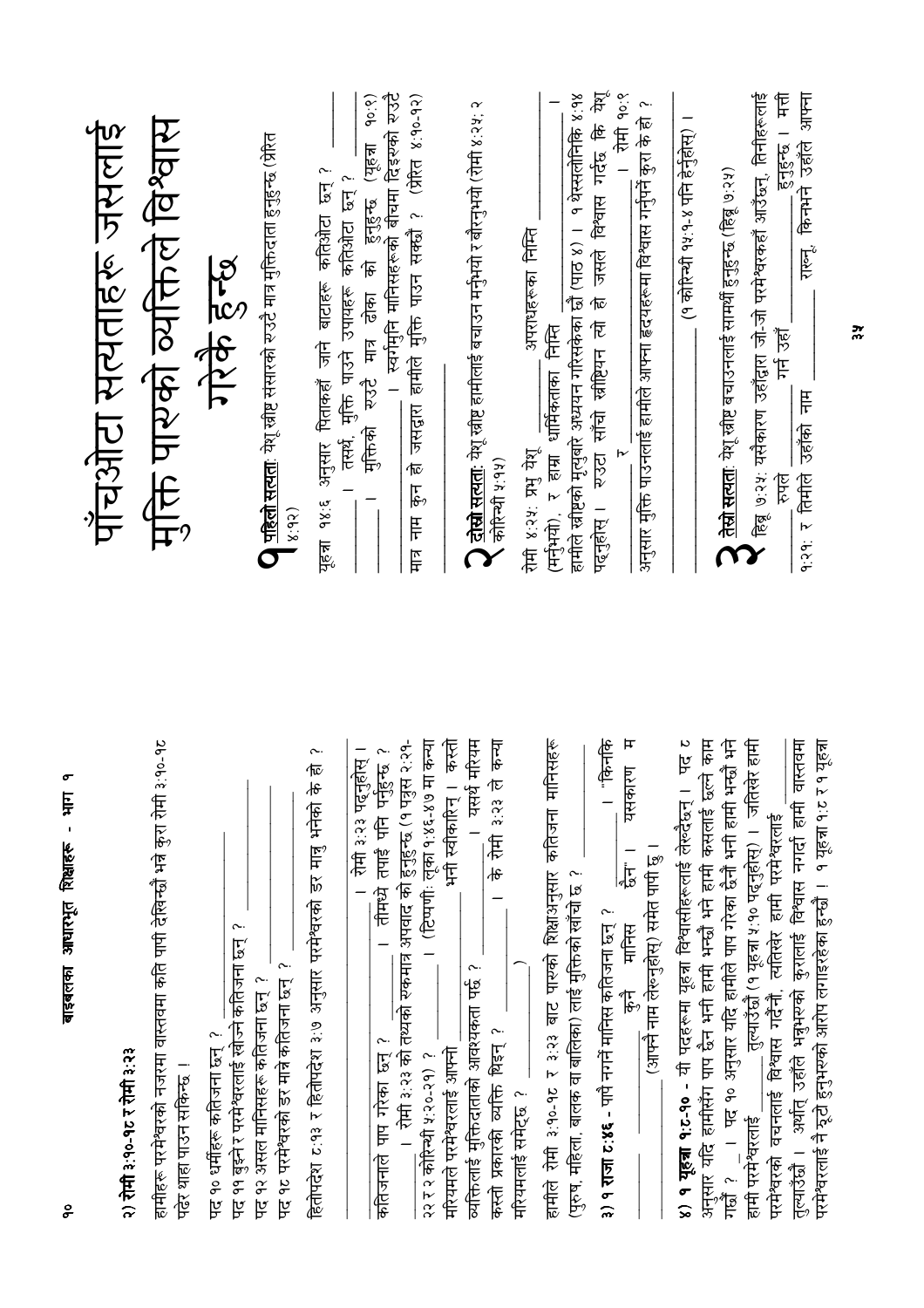२) रोमी ३:१०-१८ र रोमी ३:२३

हामीहरू परमेश्वरको नजरमा वास्तवमा कति पापी देखिन्छौं भन्ने कुरा रोमी ३:१०-१८ पढेर थाहा पाउन सकिन्छ ।

पद १० धर्मीहरू कतिजना छन् ? ______

पद ११ बुझ्ने र परमेश्वरलाई खोज्ने कतिजना छन् ? ______

पद १२ असल मानिसहरू कतिजना छन् ? ______

पद १८ परमेश्वरको डर मात्र कतिजना छन् ? ______

हितोपदेश ८:१३ र हितोपदेश ३:७ अनुसार परमेश्वरको डर मात्र भनेको के हो ?

______ । रोमी ३:२३ पढ्नुहोस् ।

कतिजनाले पाप गरेका छन् ? ______ । तीमध्ये तपाईं पनि पर्नुहुन्छ ?

______ । रोमी ३:२३ को तथ्यको एकमात्र अपवाद को हुनुहुन्छ (१ पत्रुस २:२१-२२ र २ कोरिन्थी ५:२०-२१) ? ______ । (टिप्पणी: लूका १:४६-४७ मा कन्या मरियमले परमेश्वरलाई आफ्नो ______ भनी स्वीकारिन् । कस्तो व्यक्तिलाई मुक्तिदाताको आवश्यकता पर्छ ? ______ । यसर्थ मरियम कस्तो प्रकारको व्यक्ति थिइन् ? ______ । के रोमी ३:२३ ले कन्या मरियमलाई समेट्छ ? ______ )

हामीले रोमी ३:१०-१८ र ३:२३ बाट पापको शिक्षाअनुसार कतिजना मानिसहरू (पुरुष, महिला, बालक वा बालिका) लाई मुक्तिको खाँचो छ ? ______

३) १ राजा ८:४६ - पाप नगर्ने मानिस कतिजना छन् ? ______ । "किनकि ______ कुनै मानिस ______ छैन" । यसकारण म ______ (आफ्नै नाम लेख्नुहोस्) समेत पापी छु ।

४) १ यूहन्ना १:८-१० - यी पदहरूमा यूहन्ना विश्वासीहरूलाई लेख्दैछन् । पद ८ अनुसार यदि हामीसँग पाप छैन भनी हामी भन्छौं भने हामी कसलाई छल्ने काम गर्छौं ? ______ । पद १० अनुसार यदि हामीले पाप गरेका छैनौं भनी हामी भन्छौं भने हामी परमेश्वरलाई ______ तुल्याउँछौं (१ यूहन्ना ५:१० पढ्नुहोस्) । जतिखेर हामी परमेश्वरको वचनलाई विश्वास गर्दैनौं, त्यतिखेर हामी परमेश्वरलाई ______ तुल्याउँछौं । अर्थात् उहाँले भन्नुभएको कुरालाई विश्वास नगर्दा हामी वास्तवमा परमेश्वरलाई नै झूटो हुनुभएको आरोप लगाइरहेका हुन्छौं । १ यूहन्ना १:८ र १ यूहन्ना

# पाँचओटा सत्यताहरू जसलाई मुक्ति पाएको व्यक्तिले विश्वास गरेकै हुन्छ

**१ पहिलो सत्यता**: येशू ख्रीष्ट संसारको एउटै मात्र मुक्तिदाता हुनुहुन्छ (प्रेरित ४:१२)

यूहन्ना १४:६ अनुसार पिताकहाँ जाने बाटाहरू कतिओटा छन् ? ______ । तसर्थ, मुक्ति पाउने उपायहरू कतिओटा छन् ? ______ । मुक्तिको एउटै मात्र ढोका को हुनुहुन्छ (यूहन्ना १०:९) ______ । स्वर्गमुनि मानिसहरूको बीचमा दिइएको एउटै मात्र नाम कुन हो जसद्वारा हामीले मुक्ति पाउन सक्छौं ? (प्रेरित ४:१०-१२) ______

**२ दोस्रो सत्यता**: येशू ख्रीष्ट हामीलाई बचाउन मर्नुभयो र बौरनुभयो (रोमी ४:२५; २ कोरिन्थी ५:१५)

रोमी ४:२५: प्रभु येशू ______ अपराधहरूका निम्ति (मर्नुभयो), र हाम्रा धार्मिकताका निम्ति ______ । हामीले ख्रीष्टको मृत्युबारे अध्ययन गरिसकेका छौं (पाठ ४) । १ थेस्सलोनिकी ४:१४ पढ्नुहोस् । एउटा साँचो ख्रीष्टियन त्यो हो जसले विश्वास गर्दछ कि येशू ______ र ______ । रोमी १०:९ अनुसार मुक्ति पाउनलाई हामीले आफ्ना हृदयहरूमा विश्वास गर्नुपर्ने कुरा के हो ?

______ (१ कोरिन्थी १५:१-४ पनि हेर्नुहोस्) ।

**३ तेस्रो सत्यता**: येशू ख्रीष्ट बचाउनलाई सामर्थी हुनुहुन्छ (हिब्रू ७:२५)

हिब्रू ७:२५: यसैकारण उहाँद्वारा जो-जो परमेश्वरकहाँ आउँछन्, तिनीहरूलाई ______ रूपले ______ गर्न उहाँ ______ हुनुहुन्छ । मत्ती १:२१: र तिमीले उहाँको नाम ______ राख्नू, किनभने उहाँले आफ्ना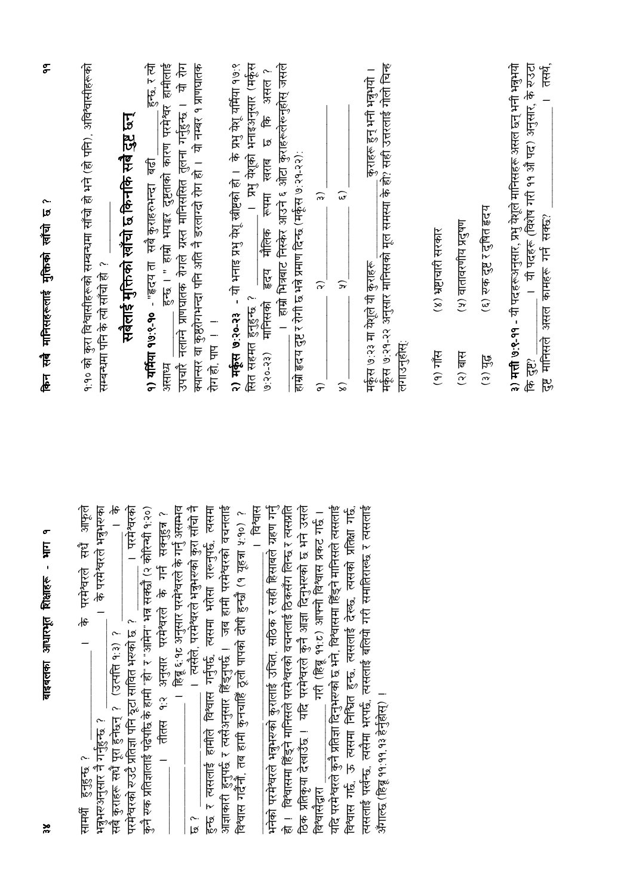सामर्थी हुनुहुन्छ ? ______________ । के परमेश्वरले सधैं आफ्नो भक्तहरूअनुसार नै गर्नुहुन्छ ? ______________ । के परमेश्वरले भक्तहरूका सबै कुराहरू सधैं पूरा हुनेछन् ? (उत्पत्ति १:३) ? ______________ । के परमेश्वरको एउटै प्रतिज्ञा पनि झूटो साबित भएको छ ? ______________ । परमेश्वरको कुनै एक प्रतिज्ञालाई पढेपछि के हामी "हो" र "आमेन" भन्न सक्छौं (२ कोरिन्थी १:२०) ______________ । तीतस १:२ अनुसार परमेश्वरले के गर्न सक्नुहुन्न ? ______________ । हिब्रू ६:१८ अनुसार परमेश्वरले के गर्नु असम्भव छ ? ______________ । त्यसैले, परमेश्वरले भन्नुभएको कुरा साँचो नै हुन्छ र त्यसलाई हामीले विश्वास गर्नुपर्छ, त्यसमा भरोसा राख्नुपर्छ, त्यसमा आज्ञाकारी हुनुपर्छ र त्यसैअनुसार हिँड्नुपर्छ । जब हामी परमेश्वरको वचनलाई विश्वास गर्दैनौं, तब हामी कुनचाहिँ ठूलो पापको दोषी हुन्छौं (१ यूहन्ना ५:१०) ? ______________ । विश्वास भनेको परमेश्वरले भन्नुभएको कुरालाई उचित, सठिक र सही हिसाबले ग्रहण गर्नु हो । विश्वासमा हिँड्ने मानिसले परमेश्वरको वचनलाई ठिकसँग लिन्छ र त्यसप्रति ठिक प्रतिक्रिया देखाउँछ । यदि परमेश्वरले कुनै आज्ञा दिनुभएको छ भने उसले विश्वासद्वारा ______________ गरी (हिब्रू ११:८) आफ्नो विश्वास प्रकट गर्छ । यदि परमेश्वरले कुनै प्रतिज्ञा दिनुभएको छ भने, विश्वासमा हिँड्ने मानिसले त्यसलाई विश्वास गर्छ, ऊ त्यसमा निश्चित हुन्छ, त्यसलाई देख्छ, त्यसको प्रतीक्षा गर्छ, त्यसलाई पर्खन्छ, त्यसैमा भरपर्छ, त्यसलाई बलियो गरी समातिराख्छ र त्यसलाई अँगाल्छ (हिब्रू ११:११,१३ हेर्नुहोस्) ।

## किन सबै मानिसहरूलाई मुक्तिको खाँचो छ ?

१:१० को कुरा विश्वासीहरूको सम्बन्धमा साँचो हो भने (हो पनि), अविश्वासीहरूको सम्बन्धमा पनि के त्यो साँचो हो ? ______________

## सबैलाई मुक्तिको खाँचो छ किनकि सबै दुष्ट छन्

**१) यर्मिया १७:९-१०** - "हृदय ता सबै कुराहरूभन्दा बढी ______________ हुन्छ, र त्यो असाध्य ______________ हुन्छ ।" हाम्रो भयङ्कर दुष्टताको कारण परमेश्वर हामीलाई उपचार नलाग्ने प्राणघातक रोगले ग्रस्त मानिससित तुलना गर्नुहुन्छ । यो रोग क्यान्सर वा कुष्ठरोगभन्दा पनि अति नै डरलाग्दो रोग हो । यो नम्बर १ प्राणघातक रोग हो, पाप ! !

**२) मर्कूस ७:२०-२३** - यो भनाइ प्रभु येशू ख्रीष्टको हो । के प्रभु येशू यर्मिया १७:९ सित सहमत हुनुहुन्छ ? ______________ । प्रभु येशूको भनाइअनुसार (मर्कूस ७:२०-२३) मानिसको हृदय मौलिक रूपमा खराब छ कि असल ? ______________ । हाम्रो भित्रबाट निस्केर आउने ६ ओटा कुराहरूलाई नाउँ दिनुहोस् जसले हाम्रो हृदय दुष्ट र रोगी छ भन्ने प्रमाण दिन्छ (मर्कूस ७:२१-२२):

१) ______________ २) ______________ ३) ______________

४) ______________ ५) ______________ ६) ______________

मर्कूस ७:२३ मा येशूले यी कुराहरू ______________ कुराहरू हुन् भनी भन्नुभयो । मर्कूस ७:२१-२२ अनुसार मानिसको मूल समस्या के हो? सही उत्तरलाई गोलो चिन्ह लगाउनुहोस्:

(१) गरीब (४) भ्रष्टाचारी सरकार

(२) बास (५) वातावरणीय प्रदुषण

(३) युद्ध (६) एक दुष्ट र दुषित हृदय

**३) मत्ती ७:९-११** - यी पदहरूअनुसार, प्रभु येशूले मानिसहरू असल छन् भनी भन्नुभयो कि दुष्ट? ______________ । यी पदहरू (विशेष गरी ११ औं पद) अनुसार, के एउटा दुष्ट मानिसले असल कामहरू गर्न सक्छ? ______________ । तसर्थ,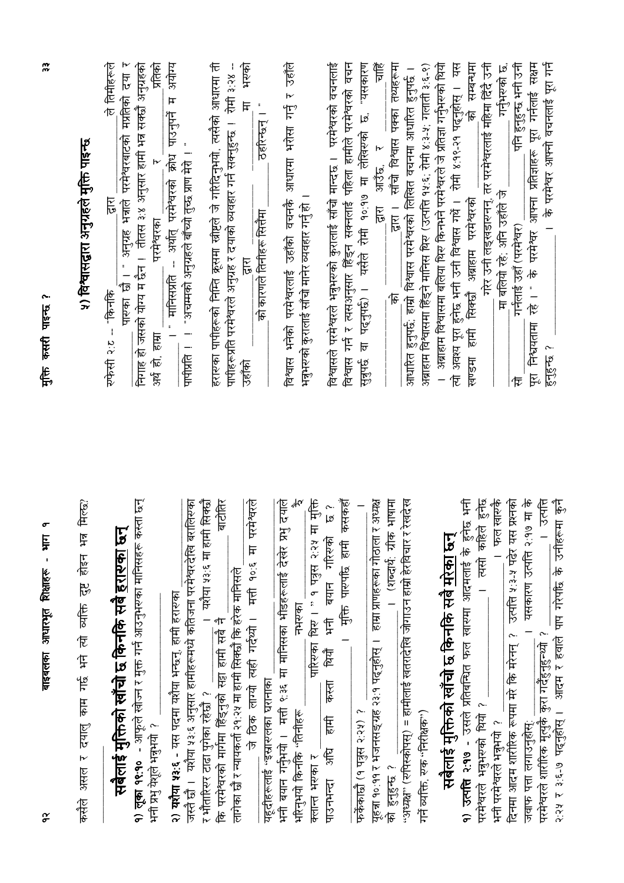कसैले असल र दयालु काम गर्छ भने त्यो व्यक्ति दुष्ट होइन भन्न मिल्छ?

______________________________________________

## सबैलाई मुक्तिको खाँचो छ किनकि सबै हराएका छन्

**१) लूका १९:१०** - आफूले खोज्न र मुक्त गर्न आउनुभएका मानिसहरू कस्ता छन् भनी प्रभु येशूले भन्नुभयो ? ______________________

**२) यशैया ५३:६** - यस पदमा यशैया भन्छन्, हामी हराएका ______________________ जस्तै छौं । यशैया ५३:६ अनुसार हामीहरूमध्ये कतिजना परमेश्वरदेखि बरालिएका र भौंतारिएर टाढा पुगेका रहेछौं ? ______________________ । यशैया ५३:६ मा हामी सिक्छौं कि परमेश्वरको मार्गमा हिंड्नुको सट्टा हामी सबै नै ______________________ बाटोतिर लागेका छौं र न्यायकर्ता २१:२५ मा हामी सिक्छौं कि हरेक मानिसले ______________________ जे ठिक लाग्यो त्यही गर्दथ्यो । मत्ती १०:६ मा परमेश्वरले यहूदीहरूलाई "इस्राएलका घरानाका ______________________" भनी बयान गर्नुभयो । मत्ती ९:३६ मा मानिसका भीडहरूलाई देखेर प्रभु दयाले भरिनुभयो किनकि "तिनीहरू ______________________ नभएका ______________________ झैं क्लान्त भएका र ______________________ पारिएका थिए ।" १ पत्रुस २:२५ मा मुक्ति पाउनभन्दा अघि हामी कस्ता थियौं भनी बयान गरिएको छ ? ______________________ । मुक्ति पाएपछि हामी कसकहाँ फर्केकाछौं (१ पत्रुस २:२५) ? ______________________

यूहन्ना १०:११ र भजनसङ्ग्रह २३:१ पढ्नुहोस् । हाम्रा प्राणहरूका गोठाला र अध्यक्ष को हुनुहुन्छ ? ______________________ । (शब्दार्थ: ग्रीक भाषामा "अध्यक्ष" (एपिस्कोपस्) = हामीलाई खतरादेखि जोगाउन हाम्रो हेरविचार र रेखदेख गर्ने व्यक्ति, एक "निरीक्षक")

## सबैलाई मुक्तिको खाँचो छ किनकि सबै मरेका छन्

**१) उत्पत्ति २:१७** - उसले प्रतिबन्धित फल खायो भने आदमलाई के हुनेछ भनी परमेश्वरले भन्नुभएको थियो ? ______________________ । त्यसो कहिले हुनेछ भनी परमेश्वरले भन्नुभयो ? ______________________ । फल खाएकै दिनमा आदम शारीरिक रूपमा मरे कि मरेनन् ? उत्पत्ति ५:३-५ पढेर यस प्रश्नको जवाफ पत्ता लगाउनुहोस्: ______________________ । यसकारण उत्पत्ति २:१७ मा के परमेश्वरले शारीरिक मृत्युको कुरा गर्दैहुनुहुन्थ्यो ? ______________________ । उत्पत्ति २:२५ र ३:६-७ पढ्नुहोस् । आदम र हव्वाले पाप गरेपछि के उनीहरूमा कुनै

---

# मुक्ति कसरी पाइन्छ ?

## ५) विश्वासद्वारा अनुग्रहले मुक्ति पाइन्छ

एफेसी २:८ -- "किनकि ______________________ द्वारा ______________________ ले तिमीहरूले ______________________ पाएका छौ ।" अनुग्रह भन्नाले परमेश्वरबाटको मप्रतिको दया र निगाह हो जसको योग्य म छैन । तीतस ३:४ अनुसार हामी भन्न सक्छौं अनुग्रहको अर्थ हो, हाम्रा ______________________ परमेश्वरका ______________________ र ______________________ प्रतिको ______________________ । " मानिसप्रति -- अर्थात् परमेश्वरको क्रोध पाउनुपर्ने म अयोग्य पापीप्रति ! ! "अचम्मको अनुग्रहले बाँच्यो तुच्छ प्राण मेरो ! "

हाम्रा पापीहरूको निम्ति क्रूसमा ख्रीष्टले जे गरिदिनुभयो, त्यसैको आधारमा ती पापीहरूप्रति परमेश्वरले अनुग्रह र दयाको व्यवहार गर्न सक्नुहुन्छ । रोमी ३:२४ -- उहाँको ______________________ द्वारा ______________________ मा भएको ______________________ को कारणले तिनीहरू सित्तैमा ______________________ ठहरिन्छन् ।"

विश्वास भनेको परमेश्वरलाई उहाँको वचनको आधारमा भरोसा गर्नु र उहाँले भन्नुभएको कुरालाई साँचो मानेर व्यवहार गर्नु हो ।

विश्वासले परमेश्वरले भन्नुभएको कुरालाई साँचो मान्दछ । परमेश्वरको वचनलाई विश्वास गर्न र त्यसअनुसार हिंड्न सक्नलाई पहिला हामीले परमेश्वरको वचन सुन्नुपर्छ वा पढ्नुपर्छ) । यसैले रोमी १०:१७ मा लेखिएको छ, "यसकारण ______________________ द्वारा आउँछ, र ______________________ चाहिँ ______________________ को ______________________ द्वारा । साँचो विश्वास पक्का तथ्यहरूमा आधारित हुनुपर्छ; हाम्रो विश्वास परमेश्वरको लिखित वचनमा आधारित हुनुपर्छ । अब्राहाम विश्वासमा हिंड्ने मानिस थिए (उत्पत्ति १५:६; रोमी ४:३-५; गलाती ३:६-९) । अब्राहाम विश्वासमा बलिया थिए किनभने परमेश्वरले जे प्रतिज्ञा गर्नुभएको थियो त्यो अवश्य पूरा हुनेछ भनी उनी विश्वास गर्थे । रोमी ४:१९-२१ पढ्नुहोस् । यस खण्डमा हामी सिक्छौं अब्राहाम परमेश्वरको ______________________ को सम्बन्धमा ______________________ गरेर उनी लड्खडाएनन्, तर परमेश्वरलाई महिमा दिंदै उनी ______________________ मा बलिया रहे; अनि उहाँले जे ______________________ गर्नुभएको छ, सो ______________________ गर्नलाई उहाँ (परमेश्वर) ______________________ पनि हुनुहुन्छ भनी उनी पूरा निश्चयतामा रहे ।" के परमेश्वर आफ्ना प्रतिज्ञाहरू पूरा गर्नलाई सक्षम हुनुहुन्छ ? ______________________ । के परमेश्वर आफ्नो वचनलाई पूरा गर्न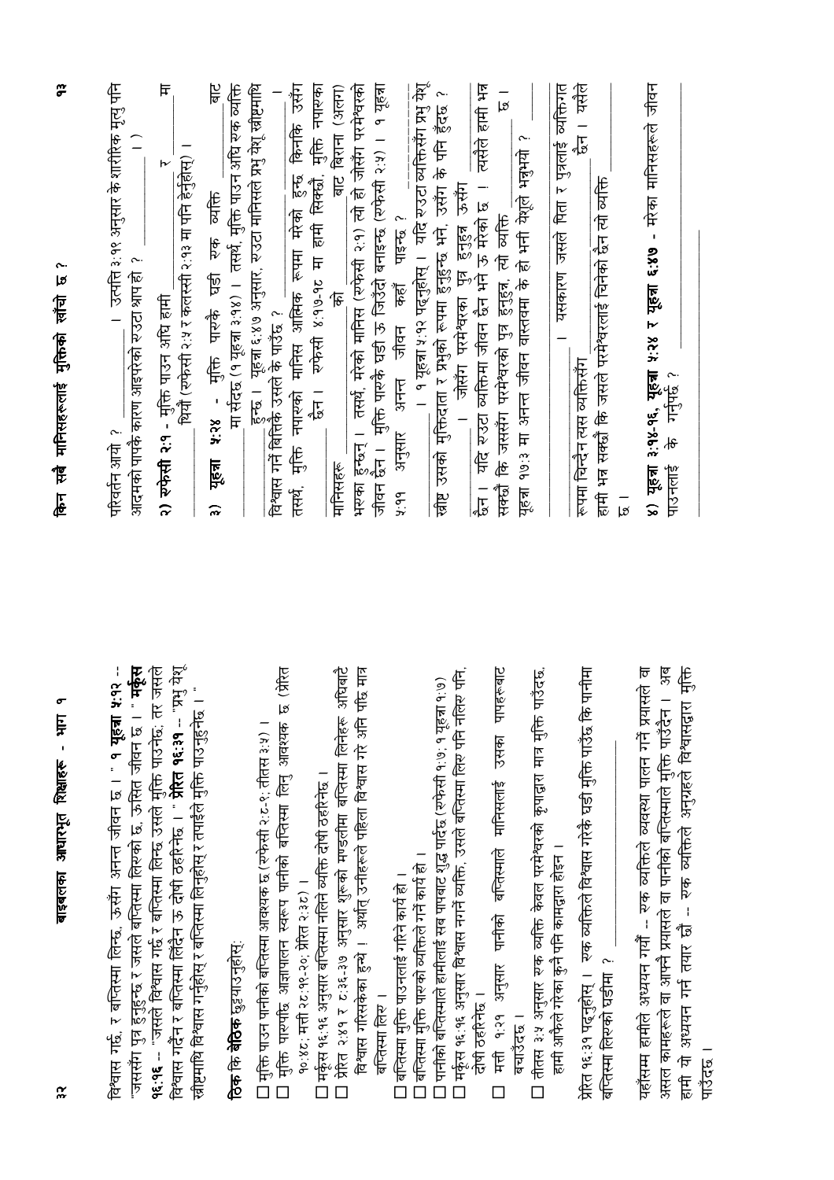विश्वास गर्छ, र बप्तिस्मा लिन्छ, ऊसँग अनन्त जीवन छ । " **१ यूहन्ना ५:१२** -- "जससँग पुत्र हुनुहुन्छ र जसले बप्तिस्मा लिएको छ, ऊसित जीवन छ । " **मर्कूस १६:१६** -- "जसले विश्वास गर्छ र बप्तिस्मा लिन्छ उसले मुक्ति पाउनेछ; तर जसले विश्वास गर्दैन र बप्तिस्मा लिंदैन ऊ दोषी ठहरिनेछ । " **प्रेरित १६:३१** -- "प्रभु येशू ख्रीष्टमाथि विश्वास गर्नुहोस् र बप्तिस्मा लिनुहोस् र तपाईंले मुक्ति पाउनुहुनेछ । "

**ठिक कि बेठिक** छुट्याउनुहोस्:

- ☐ मुक्ति पाउन पानीको बप्तिस्मा आवश्यक छ (एफेसी २:८-९; तीतस ३:५) ।
- ☐ मुक्ति पाएपछि आज्ञापालन स्वरूप पानीको बप्तिस्मा लिनु आवश्यक छ (प्रेरित १०:४८; मत्ती २८:१९-२०; प्रेरित २:३८) ।
- ☐ मर्कूस १६:१६ अनुसार बप्तिस्मा नलिने व्यक्ति दोषी ठहरिन्छ ।
- ☐ प्रेरित २:४१ र ८:३६-३७ अनुसार शुरूको मण्डलीमा बप्तिस्मा लिनेहरू अधिबाटै विश्वास गरिसकेका हुन्थे । अर्थात् उनीहरूले पहिला विश्वास गरे अनि पछि मात्र बप्तिस्मा लिए ।
- ☐ बप्तिस्मा मुक्ति पाउनलाई गरिने कार्य हो ।
- ☐ बप्तिस्मा मुक्ति पाएको व्यक्तिले गर्ने कार्य हो ।
- ☐ पानीको बप्तिस्माले हामीलाई सब पापबाट शुद्ध पार्दछ (एफेसी १:७; १ यूहन्ना १:७)
- ☐ मर्कूस १६:१६ अनुसार विश्वास नगर्ने व्यक्ति, उसले बप्तिस्मा लिए पनि नलिए पनि, दोषी ठहरिन्छ ।
- ☐ मत्ती १:२१ अनुसार पानीको बप्तिस्माले मानिसलाई उसका पापहरूबाट बचाउँदछ ।
- ☐ तीतस ३:५ अनुसार एक व्यक्ति केवल परमेश्वरको कृपाद्वारा मात्र मुक्ति पाउँदछ, हामी आफैले गरेका कुनै पनि कामद्वारा होइन ।

प्रेरित १६:३१ पढ्नुहोस् । एक व्यक्तिले विश्वास गरेकै घडी मुक्ति पाउँछ कि पानीमा बप्तिस्मा लिएको घडीमा ? ______________

यहाँसम्म हामीले अध्ययन गर्यौं -- एक व्यक्तिले व्यवस्था पालन गर्ने प्रयासले वा असल कामहरूले वा आफ्नै प्रयासले वा पानीको बप्तिस्माले मुक्ति पाउँदैन । अब हामी यो अध्ययन गर्न तयार छौं -- एक व्यक्तिले अनुग्रहले विश्वासद्वारा मुक्ति पाउँदछ ।

## किन सबै मानिसहरूलाई मुक्तिको खाँचो छ ?

परिवर्तन आयो ? ______________ । उत्पत्ति ३:१९ अनुसार के शारीरिक मृत्यु पनि आदमको पापकै कारण आइपरेको एउटा श्राप हो ? ______________ ( ______ )

२) **एफेसी २:१** - मुक्ति पाउन अघि हामी ______________ र ______________ मा थियौं (एफेसी २:५ र कलस्सी २:१३ मा पनि हेर्नुहोस्) ।

३) **यूहन्ना ५:२४** - मुक्ति पाएकै घडी एक व्यक्ति ______________ बाट ______________ मा सर्दछ (१ यूहन्ना ३:१४) । तसर्थ, मुक्ति पाउन अघि एक व्यक्ति ______________ हुन्छ । यूहन्ना ६:४७ अनुसार, एउटा मानिसले प्रभु येशू ख्रीष्टमाथि विश्वास गर्ने बित्तिकै उसले के पाउँछ ? ______________ ।

तसर्थ, मुक्ति नपाएको मानिस आत्मिक रूपमा मरेको हुन्छ किनकि उसँग ______________ छैन । एफेसी ४:१७-१८ मा हामी सिक्छौं, मुक्ति नपाएका मानिसहरू ______________ को ______________ बाट बिराना (अलग) भएका हुन्छन् । तसर्थ, मरेको मानिस (एफेसी २:१) त्यो हो जोसँग परमेश्वरको जीवन छैन । मुक्ति पाएकै घडी ऊ जिउँदो बनाइन्छ (एफेसी २:५) । १ यूहन्ना ५:११ अनुसार अनन्त जीवन कहाँ पाइन्छ ? ______________ ______________ । १ यूहन्ना ५:१२ पढ्नुहोस् । यदि एउटा व्यक्तिसँग प्रभु येशू ख्रीष्ट उसको मुक्तिदाता र प्रभुको रूपमा हुनुहुन्छ भने, उसँग के पनि हुँदछ ? ______________ । जोसँग परमेश्वरका पुत्र हुनुहुन्न ऊसँग ______________ छैन । यदि एउटा व्यक्तिमा जीवन छैन भने ऊ मरेको छ । त्यसैले हामी भन्न सक्छौं कि जससँग परमेश्वरको पुत्र हुनुहुन्न, त्यो व्यक्ति ______________ छ । यूहन्ना १७:३ मा अनन्त जीवन वास्तवमा के हो भनी यहाँ भनिएको ? ______________ ______________ । यसकारण जसले पिता र पुत्रलाई व्यक्तिगत रूपमा चिन्दैन त्यस व्यक्तिसँग ______________ छैन । यसैले हामी भन्न सक्छौं कि जसले परमेश्वरलाई चिनेको छैन त्यो व्यक्ति ______________ छ ।

४) **यूहन्ना ३:१४-१६, यूहन्ना ५:२४ र यूहन्ना ६:४७** - मरेका मानिसहरूले जीवन पाउनलाई के गर्नुपर्छ ? ______________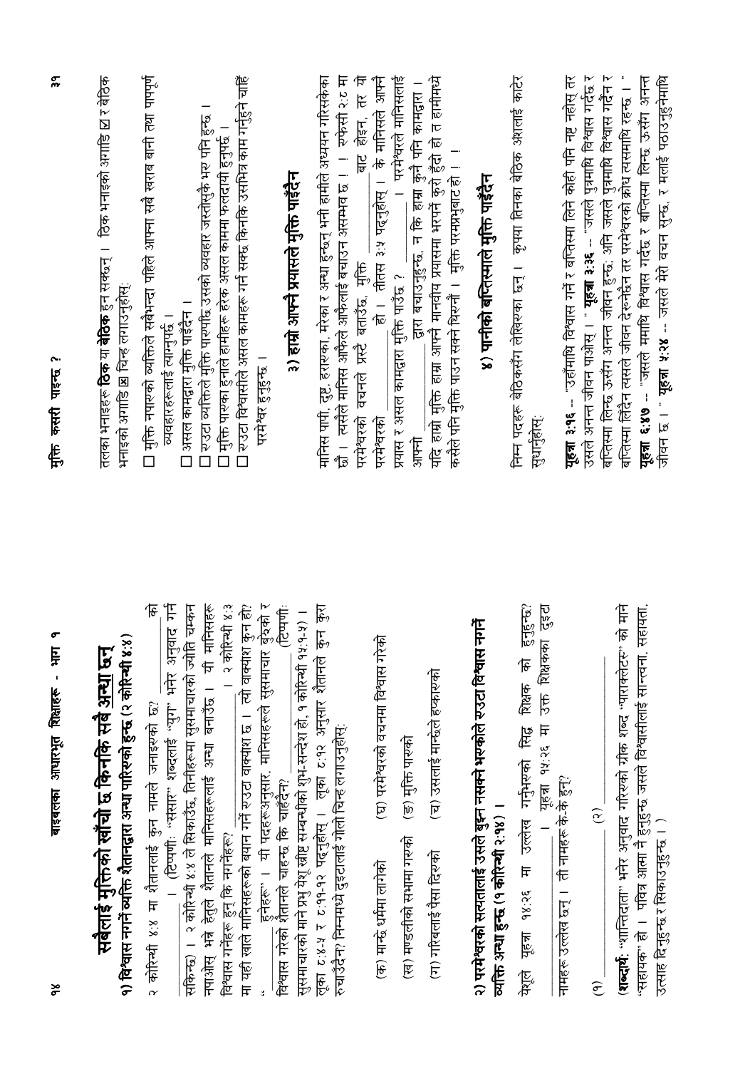## सबैलाई मुक्तिको खाँचो छ किनकि सबै अन्धा छन्

**१) विश्वास नगर्ने व्यक्ति शैतानद्वारा अन्धा पारिएको हुन्छ (२ कोरिन्थी ४:४)**

२ कोरिन्थी ४:४ मा शैतानलाई कुन नामले जनाइएको छ? ______________ को ______________ । (टिप्पणी: "संसार" शब्दलाई "युग" भनेर अनुवाद गर्न सकिन्छ) । २ कोरिन्थी ४:४ ले सिकाउँछ, तिनीहरूमा सुसमाचारको ज्योति चम्कन नपाओस् भन्ने हेतुले शैतानले मानिसहरूलाई अन्धा बनाउँछ । यी मानिसहरू विश्वास गर्नेहरू हुन् कि नगर्नेहरू? ______________ । २ कोरिन्थी ४:३ मा यही खाले मानिसहरूको बयान गर्ने एउटा वाक्यांश छ । त्यो वाक्यांश कुन हो? "______________ हुनेहरू" । यी पदहरूअनुसार, मानिसहरूले सुसमाचार बुझेको र विश्वास गरेको शैतानले चाहन्छ कि चाहँदैन? ______________ (टिप्पणी: सुसमाचारको माने प्रभु येशू ख्रीष्ट सम्बन्धीको शुभ-सन्देश हो, १ कोरिन्थी १५:१-५) । लूका ८:४-५ र ८:११-१२ पढ्नुहोस् । लूका ८:१२ अनुसार शैतानले कुन कुरा रुचाउँदैन? निम्नमध्ये दुइटालाई गोलो चिन्ह लगाउनुहोस्:

(क) मान्छे धर्ममा लागेको (घ) परमेश्वरको वचनमा विश्वास गरेको

(ख) मण्डलीको सभामा गएको (ङ) मुक्ति पाएको

(ग) गरिबलाई पैसा दिएको (च) उसलाई मान्छेले हप्काएको

**२) परमेश्वरको सत्यतालाई उसले बुझ्न नसक्ने भएकोले एउटा विश्वास नगर्ने व्यक्ति अन्धा हुन्छ (१ कोरिन्थी २:१४) ।**

येशूले यूहन्ना १४:२६ मा उल्लेख गर्नुभएको सिद्ध शिक्षक को हुनुहुन्छ? ______________ । यूहन्ना १५:२६ मा उक्त शिक्षकका दुइटा नामहरू उल्लेख छन् । ती नामहरू के-के हुन्?

(१) ______________ (२) ______________

(**शब्दार्थ**: "शान्तिदाता" भनेर अनुवाद गरिएको ग्रीक शब्द "पाराक्लटस" को माने "सहायक" हो । पवित्र आत्मा नै हुनुहुन्छ जसले विश्वासीलाई सान्त्वना, सहायता, उत्साह दिनुहुन्छ र सिकाउनुहुन्छ । )

## मुक्ति कसरी पाइन्छ ?

तलका भनाइहरू **ठिक** या **बेठिक** हुन सक्छन् । ठिक भनाइको अगाडि ☑ र बेठिक भनाइको अगाडि ☒ चिन्ह लगाउनुहोस्:

☐ मुक्ति नपाएको व्यक्तिले सबैभन्दा पहिले आफ्ना सबै खराब बानी तथा पापपूर्ण व्यवहारहरूलाई त्याग्नुपर्छ ।

☐ असल कामद्वारा मुक्ति पाइँदैन ।

☐ एउटा व्यक्तिले मुक्ति पाएपछि उसको व्यवहार जस्तोसुकै भए पनि हुन्छ ।

☐ मुक्ति पाएका हुनाले हामीहरू हरेक असल काममा फलदायी हुनुपर्छ ।

☐ एउटा विश्वासीले असल कामहरू गर्न सक्छ किनकि उसभित्र काम गर्नुहुने चाहिँ परमेश्वर हुनुहुन्छ ।

### ३) हाम्रो आफ्नै प्रयासले मुक्ति पाइँदैन

मानिस पापी, दुष्ट, हराएका, मरेका र अन्धा हुन्छन् भनी हामीले अध्ययन गरिसकेका छौं । त्यसैले मानिस आफैले आफैलाई बचाउन असम्भव छ । । रफेसी २:८ मा परमेश्वरको वचनले प्रस्टै बताउँछ, मुक्ति ______________ बाट होइन, तर यो परमेश्वरको ______________ हो । तीतस ३:५ पढ्नुहोस् । के मानिसले आफ्नै प्रयास र असल कामद्वारा मुक्ति पाउँछ ? ______________ । परमेश्वरले मानिसलाई आफ्नो ______________ द्वारा बचाउनुहुन्छ, न कि हाम्रा कुनै पनि कामद्वारा । यदि हाम्रो मुक्ति हाम्रा आफ्नै मानवीय प्रयासमा भरपर्ने कुरो हुँदो हो त हामीमध्ये कसैले पनि मुक्ति पाउन सक्ने थिएनौं । मुक्ति परमप्रभुबाट हो । !

### ४) पानीको बप्तिस्माले मुक्ति पाइँदैन

निम्न पदहरू बेठिकसँग लेखिएका छन् । कृपया तिनका बेठिक अंशलाई काटेर सुधार्नुहोस्:

**यूहन्ना ३:१६** -- "उहाँमाथि विश्वास गर्ने र बप्तिस्मा लिने कोही पनि नष्ट नहोस् तर उसले अनन्त जीवन पाओस् । " **यूहन्ना ३:३६** -- "जसले पुत्रमाथि विश्वास गर्दछ र बप्तिस्मा लिन्छ ऊसँग अनन्त जीवन हुन्छ; अनि जसले पुत्रमाथि विश्वास गर्दैन र बप्तिस्मा लिँदैन त्यसले जीवन देख्नेछैन तर परमेश्वरको क्रोध त्यसमाथि रहन्छ । " **यूहन्ना ६:४७** -- "जसले ममाथि विश्वास गर्दछ र बप्तिस्मा लिन्छ ऊसँग अनन्त जीवन छ । " **यूहन्ना ५:२४** -- जसले मेरो वचन सुन्छ, र मलाई पठाउनुहुनेमाथि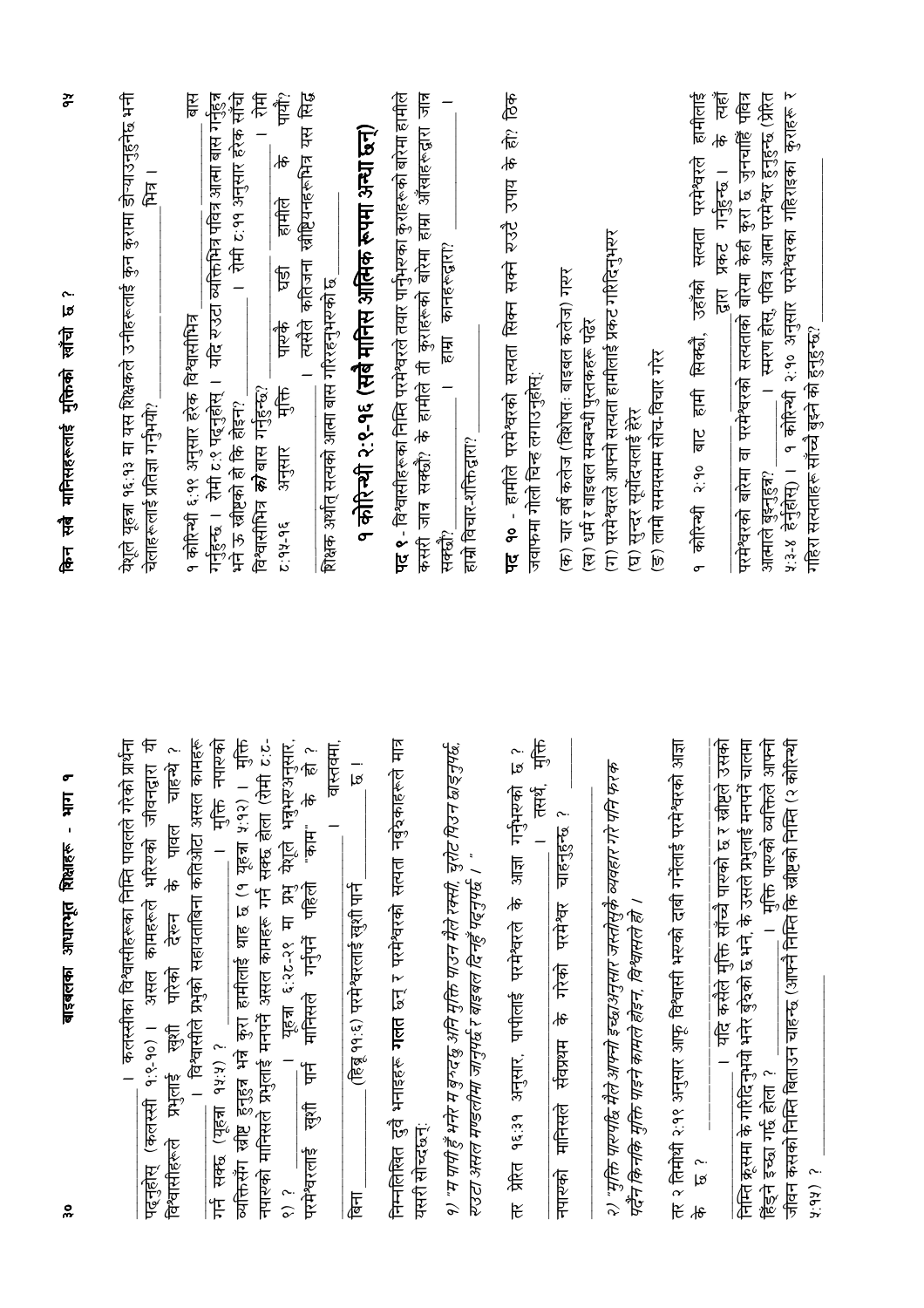______ । कलस्सीका विश्वासीहरूका निम्ति पावलले गरेको प्रार्थना पढ्नुहोस् (कलस्सी १:९-१०) । असल कामहरूले भरिएको जीवनद्वारा यी विश्वासीहरूले प्रभुलाई खुशी पारेको देख्न के पावल चाहन्थे ? ______ । विश्वासीले प्रभुको सहायताबिना कतिओटा असल कामहरू गर्न सक्छ (यूहन्ना १५:५) ? ______ । मुक्ति नपाएको व्यक्तिसँग ख्रीष्ट हुनुहुन्न भन्ने कुरा हामीलाई थाह छ (१ यूहन्ना ५:१२) । मुक्ति नपाएको मानिसले प्रभुलाई मनपर्ने असल कामहरू गर्न सक्छ होला (रोमी ८:८-९) ? ______ । यूहन्ना ६:२८-२९ मा प्रभु येशूले भन्नुभएअनुसार, परमेश्वरलाई खुशी पार्न मानिसले गर्नुपर्ने पहिलो "काम" के हो ? ______ । वास्तवमा, ______ बिना ______ (हिब्रू ११:६) परमेश्वरलाई खुशी पार्न ______ छ ।

निम्नलिखित दुवै भनाइहरू **गलत** छन् र परमेश्वरको सत्यता नबुझेकाहरूले मात्र यसरी सोच्दछन्:

१) *"म पापी हुँ भनेर म बुझ्दछु अनि मुक्ति पाउन मैले रक्सी, चुरोट पिउन छाड्नुपर्छ, रुउटा असल मण्डलीमा जानुपर्छ र बाइबल दिनहुँ पढ्नुपर्छ ।"*

तर प्रेरित १६:३१ अनुसार, पापीलाई परमेश्वरले के आज्ञा गर्नुभएको छ ? ______ । तसर्थ, मुक्ति नपाएको मानिसले सर्वप्रथम के गरेको परमेश्वर चाहनुहुन्छ ? ______

२) *"मुक्ति पाएपछि मैले आफ्नो इच्छाअनुसार जस्तोसुकै व्यवहार गरे पनि फरक पर्दैन किनकि मुक्ति पाइने कामले होइन, विश्वासले हो ।"*

तर २ तिमोथी २:१९ अनुसार आफू विश्वासी भएको दावी गर्नेलाई परमेश्वरको आज्ञा के छ ? ______ । यदि कसैले मुक्ति साँच्चै पाएको छ र ख्रीष्टले उसको निम्ति क्रूसमा के गरिदिनुभयो भनेर बुझेको छ भने, के उसले प्रभुलाई मनपर्ने चालमा हिँड्ने इच्छा गर्छ होला ? ______ । मुक्ति पाएको व्यक्तिले आफ्नो जीवन कसको निम्ति बिताउन चाहन्छ (आफ्नै निम्ति कि ख्रीष्टको निम्ति (२ कोरिन्थी ५:१५) ? ______

येशूले यूहन्ना १६:१३ मा यस शिक्षकले उनीहरूलाई कुन कुरामा डोऱ्याउनुहुनेछ भनी चेलाहरूलाई प्रतिज्ञा गर्नुभयो? ______ मित्र ।

१ कोरिन्थी ६:१९ अनुसार हरेक विश्वासीभित्र ______ बास गर्नुहुन्छ । रोमी ८:९ पढ्नुहोस् । यदि रुउटा व्यक्तिभित्र पवित्र आत्मा बास गर्नुहुन्न भने ऊ ख्रीष्टको हो कि होइन? ______ । रोमी ८:११ अनुसार हरेक साँचो विश्वासीभित्र **को/** बास गर्नुहुन्छ? ______ । रोमी ८:१५-१६ अनुसार मुक्ति पाएके घडी हामीले के पायौं? ______ । त्यसैले कतिजना ख्रीष्टियनहरूभित्र यस सिद्ध शिक्षक अर्थात् सत्यको आत्मा बास गरिरहनुभएको छ ______

## १ कोरिन्थी २:९-१६ (सबै मानिस आत्मिक रूपमा अन्धा छन्)

**पद ९** - विश्वासीहरूका निम्ति परमेश्वरले तयार पार्नुभएका कुराहरूको बारेमा हामीले कसरी जान्न सक्छौं? के हामीले ती कुराहरूको बारेमा हाम्रा आँखाहरूद्वारा जान्न सक्छौं? ______ । हाम्रा कानहरूद्वारा? ______ । हाम्रो विचार-शक्तिद्वारा? ______

**पद १०** - हामीले परमेश्वरको सत्यता सिक्न सक्ने रुउटै उपाय के हो? ठिक जवाफमा गोलो चिन्ह लगाउनुहोस्:

(क) चार वर्ष कलेज (विशेषतः बाइबल कलेज) गरेर
(ख) धर्म र बाइबल सम्बन्धी पुस्तकहरू पढेर
(ग) परमेश्वरले आफ्नो सत्यता हामीलाई प्रकट गरिदिनुभएर
(घ) सुन्दर सूर्योदयलाई हेरेर
(ङ) लामो समयसम्म सोच-विचार गरेर

१ कोरिन्थी २:१० बाट हामी सिक्छौं, उहाँको सत्यता परमेश्वरले हामीलाई ______ द्वारा प्रकट गर्नुहुन्छ । ______ के त्यहाँ परमेश्वरको बारेमा वा परमेश्वरको सत्यताको बारेमा केही कुरा छ जुनचाहिँ पवित्र आत्माले बुझ्नुहुन्न? ______ । स्मरण होस्, पवित्र आत्मा परमेश्वर हुनुहुन्छ (प्रेरित ५:३-४ हेर्नुहोस्) । १ कोरिन्थी २:१० अनुसार परमेश्वरका गहिराइका कुराहरू र गहिरा सत्यताहरू साँच्चै बुझ्ने को हुनुहुन्छ? ______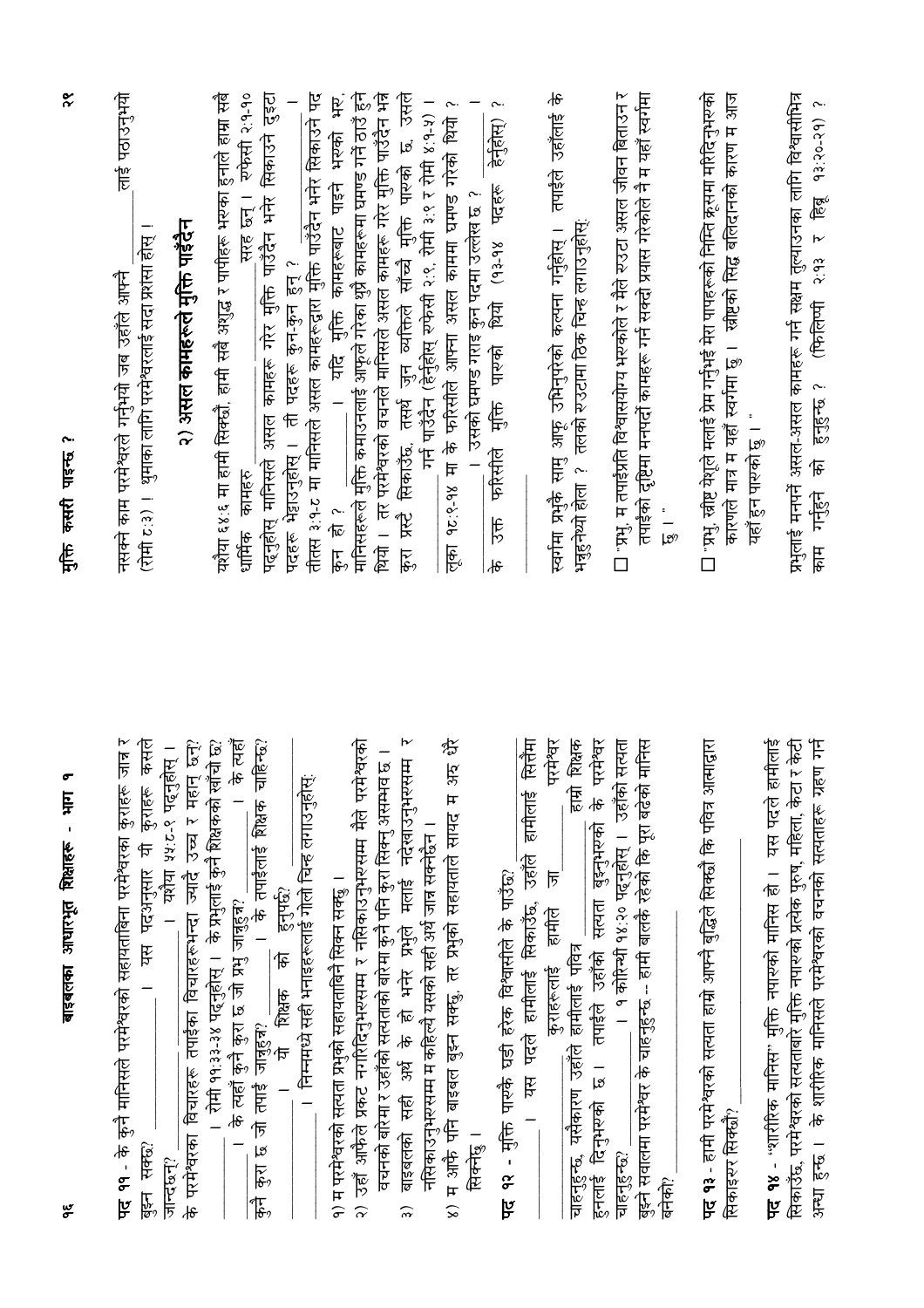**पद ११** - के कुनै मानिसले परमेश्वरको सहायताबिना परमेश्वरका कुराहरू जान्न र बुझ्न सक्छ? \_\_\_\_\_\_\_\_\_\_\_\_\_\_ । यस पदअनुसार यी कुराहरू कसले जान्दछन्? \_\_\_\_\_\_\_\_\_\_\_\_\_\_\_\_\_\_\_\_\_\_\_\_ । यशैया ५५:८-९ पढ्नुहोस् । के परमेश्वरका विचारहरू तपाईंका विचारहरूभन्दा ज्यादै उच्च र महान छन्? \_\_\_\_\_\_\_\_\_\_ । रोमी ११:३३-३४ पढ्नुहोस् । के प्रभुलाई कुनै शिक्षकको खाँचो छ? \_\_\_\_\_\_\_\_\_\_ । के त्यहाँ कुनै कुरा छ जो प्रभु जान्नुहुन्न? \_\_\_\_\_\_\_\_\_\_ । के त्यहाँ कुनै कुरा छ जो तपाईं जान्नुहुन्न? \_\_\_\_\_\_\_\_\_\_ । के तपाईंलाई शिक्षक चाहिन्छ? \_\_\_\_\_\_\_\_\_\_ । यी शिक्षक को हुनुपर्छ? \_\_\_\_\_\_\_\_\_\_\_\_\_\_\_\_\_\_\_\_ । निम्नमध्ये सही भनाइहरूलाई गोलो चिन्ह लगाउनुहोस्:

१) म परमेश्वरको सत्यता प्रभुको सहायताबिनै सिक्न सक्छु ।

२) उहाँ आफैंले प्रकट नगरिदिनुभएसम्म र नसिकाउनुभएसम्म मैले परमेश्वरको वचनको बारेमा र उहाँको सत्यताको बारेमा कुनै पनि कुरा सिक्नु असम्भव छ ।

३) बाइबलको सही अर्थ के हो भनेर प्रभुले मलाई नदेखाउनुभएसम्म र नसिकाउनुभएसम्म म कहिल्यै यसको सही अर्थ जान्न सक्नेछैन ।

४) म आफै पनि बाइबल बुझ्न सक्छु, तर प्रभुको सहायताले सायद म अरू धेरै सिक्नेछु ।

**पद १२** - मुक्ति पाएकै घडी हरेक विश्वासीले के पाउँछ? \_\_\_\_\_\_\_\_\_\_\_\_\_\_\_\_\_\_\_\_\_\_ । यस पदले हामीलाई सिकाउँछ, उहाँले हामीलाई सित्तैंमा \_\_\_\_\_\_\_\_\_\_\_\_\_\_\_\_\_\_\_ कुराहरूलाई हामीले जा\_\_\_\_\_\_\_\_\_\_\_\_\_\_ परमेश्वर चाहनुहुन्छ, यसैकारण उहाँले हामीलाई पवित्र \_\_\_\_\_\_\_\_\_\_\_\_\_\_\_\_ हाम्रो शिक्षक हुनलाई दिनुभएको छ । तपाईंले उहाँको सत्यता बुझ्नुभएको के परमेश्वर चाहनुहुन्छ? \_\_\_\_\_\_\_\_\_\_\_\_\_ । १ कोरिन्थी १४:२० पढ्नुहोस् । उहाँको सत्यता बुझ्ने सवालमा परमेश्वर के चाहनुहुन्छ -- हामी बालकै रहेको कि पूरा बढेको मानिस बनेको? \_\_\_\_\_\_\_\_\_\_\_\_\_\_\_\_\_\_\_\_\_\_\_\_\_\_\_\_\_\_\_\_\_\_\_\_

**पद १३** - हामी परमेश्वरको सत्यता हाम्रो आफ्नै बुद्धिले सिक्छौं कि पवित्र आत्माद्वारा सिकाइएर सिक्छौं? \_\_\_\_\_\_\_\_\_\_\_\_\_\_\_\_\_\_\_\_\_\_\_\_\_\_\_\_\_\_\_\_\_\_\_\_

**पद १४** - "शारीरिक मानिस" मुक्ति नपाएको मानिस हो । यस पदले हामीलाई सिकाउँछ, परमेश्वरको सत्यताबारे मुक्ति नपाएको प्रत्येक पुरुष, महिला, केटा र केटी अन्धा हुन्छ । के शारीरिक मानिसले परमेश्वरको वचनको सत्यताहरू ग्रहण गर्न नसक्ने काम परमेश्वरले गर्नुभयो जब उहाँले आफ्नै \_\_\_\_\_\_\_\_\_\_\_\_\_\_ लाई पठाउनुभयो (रोमी ८:३) । थुमाका लागि परमेश्वरलाई सदा प्रशंसा होस् ।

## २) असल कामहरूले मुक्ति पाइँदैन

यशैया ६४:६ मा हामी सिक्छौं, हामी सबै अशुद्ध र पापीहरू भएका हुनाले हाम्रा सबै धार्मिक कामहरू \_\_\_\_\_\_\_\_\_\_\_\_\_\_\_\_\_\_\_\_\_\_\_\_\_\_\_\_ सरह छन् । एफेसी २:१-१० पढ्नुहोस् मानिसले असल कामहरू गरेर मुक्ति पाउँदैन भनेर सिकाउने दुइटा पदहरू भेट्टाउनुहोस् । ती पदहरू कुन-कुन हुन् ? \_\_\_\_\_\_\_\_\_\_\_\_\_\_\_\_\_\_\_\_ । तीतस ३:१-८ मा मानिसले असल कामहरूद्वारा मुक्ति पाउँदैन भनेर सिकाउने पद कुन हो ? \_\_\_\_\_\_\_\_\_\_\_\_\_\_ । यदि मुक्ति कामहरूबाट पाइने भएको भए, मानिसहरूले मुक्ति कमाउनलाई आफूले गरेका थुप्रै कामहरूमा घमण्ड गर्ने ठाउँ हुने थियो । तर परमेश्वरको वचनले मानिसले असल कामहरू गरेर मुक्ति पाउँदैन भन्ने कुरा प्रस्टै सिकाउँछ, तसर्थ जुन व्यक्तिले साँच्चै मुक्ति पाएको छ, उसले \_\_\_\_\_\_\_\_\_\_\_\_\_\_\_\_\_\_\_\_ गर्न पाउँदैन (हेर्नुहोस् एफेसी २:९, रोमी ३:९ र रोमी ४:१-५) । लूका १८:९-१४ मा के फरिसीले आफ्ना असल काममा घमण्ड गरेको थियो ? \_\_\_\_\_\_\_\_\_\_\_\_\_\_\_\_\_\_\_ । उसको घमण्ड गराइ कुन पदमा उल्लेख छ ? \_\_\_\_\_\_\_\_\_\_\_\_\_\_\_\_\_\_\_\_\_\_\_\_\_ । के उक्त फरिसीले मुक्ति पाएको थियो (१३-१४ पदहरू हेर्नुहोस्) ? \_\_\_\_\_\_\_\_\_\_\_\_\_\_\_\_\_\_\_\_\_\_\_\_\_\_\_\_\_\_\_\_\_\_

स्वर्गमा प्रभुकै साम्नु आफू उभिनुपरेको कल्पना गर्नुहोस् । तपाईंले उहाँलाई के भन्नुहुनेथ्यो होला ? तलको स्क्वायरमा ठिक चिन्ह लगाउनुहोस्:

☐ "प्रभु, म तपाईंप्रति विश्वासयोग्य भएकोले र मैले रुञ्टा असल जीवन बिताउन र तपाईंको दृष्टिमा मनपर्दो कामहरू गर्न सक्दो प्रयास गरेकोले नै म यहाँ स्वर्गमा छु ।"

☐ "प्रभु, ख्रीष्ट येशूले मलाई प्रेम गर्नुभई मेरा पापहरूको निम्ति क्रूसमा मरिदिनुभएको कारणले मात्र म यहाँ स्वर्गमा छु । ख्रीष्टको सिद्ध बलिदानको कारण म आज यहाँ हुन पाएको छु ।"

प्रभुलाई मनपर्ने असल-असल कामहरू गर्न सक्षम तुल्याउनका लागि विश्वासीभित्र काम गर्नुहुने को हुनुहुन्छ ? (फिलिप्पी २:१३ र हिब्रू १३:२०-२१) ?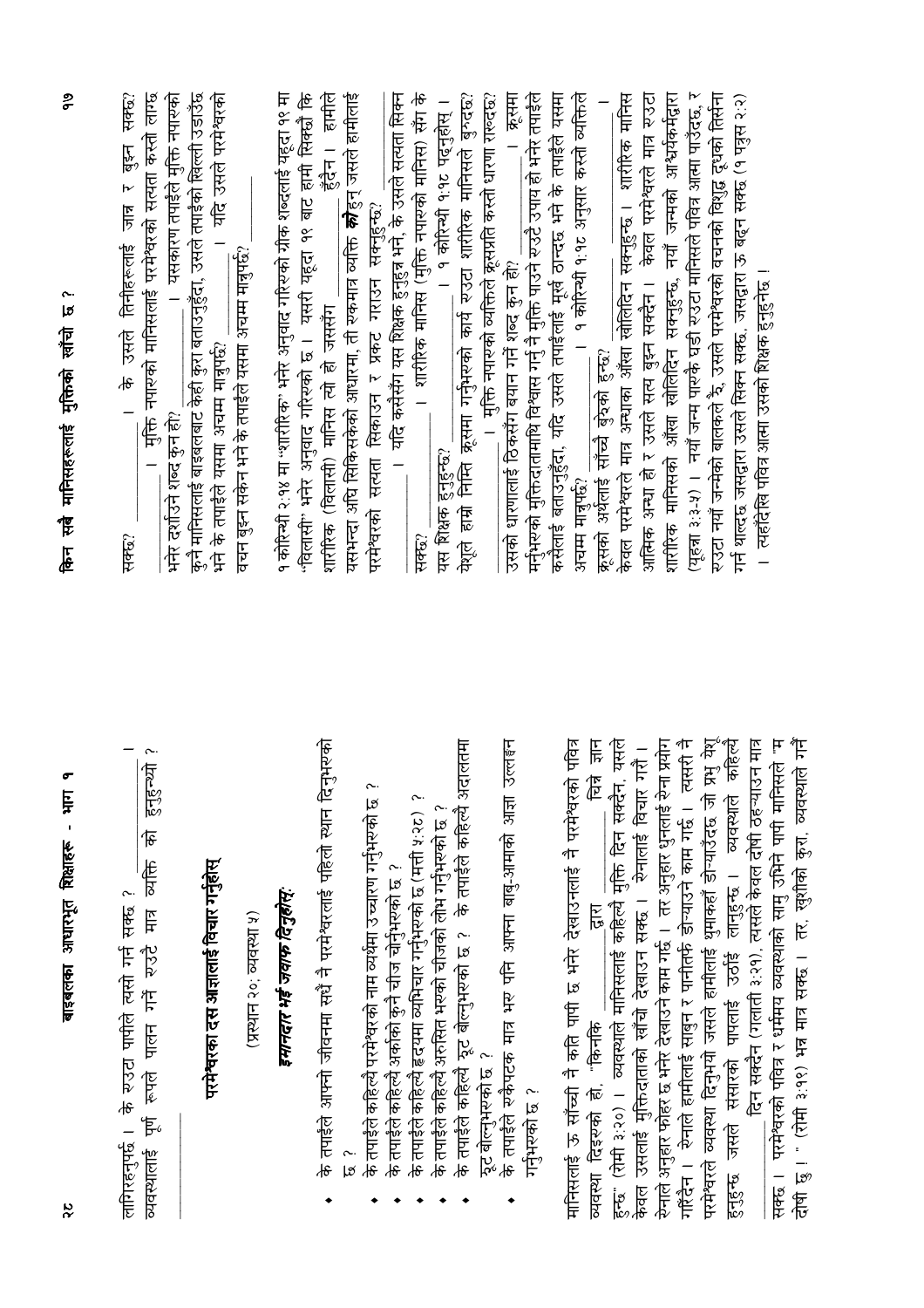लागिरहनुपर्छ । के एउटा पापीले त्यसो गर्न सक्छ ? ________ । व्यवस्थालाई पूर्ण रूपले पालन गर्ने एउटै मात्र व्यक्ति को हुनुहुन्थ्यो ? ________

## परमेश्वरका दस आज्ञालाई विचार गर्नुहोस्

(प्रस्थान २०; व्यवस्था ५)

### *इमानदार भई जवाफ दिनुहोस्:*

- के तपाईंले आफ्नो जीवनमा सधैं नै परमेश्वरलाई पहिलो स्थान दिनुभएको छ ?
- के तपाईंले कहिल्यै परमेश्वरको नाम व्यर्थमा उच्चारण गर्नुभएको छ ?
- के तपाईंले कहिल्यै अर्काको कुनै चीज चोर्नुभएको छ ?
- के तपाईंले कहिल्यै हृदयमा व्यभिचार गर्नुभएको छ (मत्ती ५:२८) ?
- के तपाईंले कहिल्यै अरूसित भएको चीजको लोभ गर्नुभएको छ ?
- के तपाईंले कहिल्यै झूट बोल्नुभएको छ ? के तपाईंले कहिल्यै अदालतमा झूट बोल्नुभएको छ ?
- के तपाईंले एकैपटक मात्र भए पनि आफ्ना बाबु-आमाको आज्ञा उल्लङ्घन गर्नुभएको छ ?

मानिसलाई ऊ साँच्चै नै कति पापी छ भनेर देखाउनलाई नै परमेश्वरको पवित्र व्यवस्था दिइएको हो, "किनकि ________ द्वारा ________ पापको ज्ञान हुन्छ" (रोमी ३:२०) । व्यवस्थाले मानिसलाई कहिल्यै मुक्ति दिन सक्दैन, यसले केवल उसलाई मुक्तिदाताको खाँचो देखाउन सक्छ । ऐनालाई विचार गरौं । ऐनाले अनुहार फोहर छ भनेर देखाउने काम गर्छ । तर अनुहार धुनलाई ऐना प्रयोग गरिँदैन । ऐनाले हामीलाई साबुन र पानीतर्फ डोऱ्याउने काम गर्छ । त्यसरी नै परमेश्वरले व्यवस्था दिनुभयो जसले हामीलाई क्षमाकहाँ डोऱ्याउँदछ जो प्रभु येशू हुनुहुन्छ जसले संसारको पापलाई उठाईं लानुहुन्छ । व्यवस्थाले कहिल्यै ________ दिन सक्दैन (गलाती ३:२१), त्यसले केवल दोषी ठहऱ्याउन मात्र सक्छ । परमेश्वरको पवित्र र धर्ममय व्यवस्थाको सामु उभिने पापी मानिसले "म दोषी छु !" (रोमी ३:१९) भन्न मात्र सक्छ । तर, खुशीको कुरा, व्यवस्थाले गर्न सक्दैन ________ । के उसले तिनीहरूलाई जान्न र बुझ्न सक्छ? ________ । मुक्ति नपाएको मानिसलाई परमेश्वरको सत्यता कस्तो लाग्छ भनेर दर्शाउने शब्द कुन हो? ________ । यसकारण तपाईंले मुक्ति नपाएको कुनै मानिसलाई बाइबलबाट केही कुरा बताउनुहुँदा, उसले तपाईंको खिल्ली उडाउँछ भने के तपाईंले यसमा अचम्म मान्नुपर्छ? ________ । यदि उसले परमेश्वरको वचन बुझ्न सकेन भने के तपाईंले यसमा अचम्म मान्नुपर्छ? ________

१ कोरिन्थी २:१४ मा "शारीरिक" भनेर अनुवाद गरिएको ग्रीक शब्दलाई पहुदा १९ मा "विलासी" भनेर अनुवाद गरिएको छ । यसरी यहूदा १९ बाट हामी सिक्छौं कि शारीरिक (विलासी) मानिस त्यो हो जससँग ________ हुँदैन । हामीले यसभन्दा अघि सिकिसकेको आधारमा, ती एकमात्र व्यक्ति **को** हुन् जसले हामीलाई परमेश्वरको सत्यता सिकाउन र प्रकट गराउन सक्नुहुन्छ? ________ । यदि कसैसँग यस शिक्षक हुनुहुन्न भने, के उसले सत्यता सिक्न सक्छ? ________ । शारीरिक मानिस (मुक्ति नपाएको मानिस) सँग के यस शिक्षक हुनुहुन्छ? ________ । १ कोरिन्थी १:१८ पढ्नुहोस् । येशूले हाम्रो निम्ति क्रूसमा गर्नुभएको कार्य एउटा शारीरिक मानिसले बुझ्दछ? ________ । मुक्ति नपाएको व्यक्तिले क्रूसप्रति कस्तो धारणा राख्दछ? उसको धारणालाई ठिकसँग बयान गर्ने शब्द कुन हो? ________ । क्रूसमा मर्नुभएको मुक्तिदातामाथि विश्वास गर्नु नै मुक्ति पाउने एउटै उपाय हो भनेर तपाईंले कसैलाई बताउनुहुँदा, यदि उसले तपाईंलाई मूर्ख ठान्दछ भने के तपाईंले यसमा अचम्म मान्नुपर्छ? ________ । १ कोरिन्थी १:१८ अनुसार कस्तो व्यक्तिले क्रूसको अर्थलाई साँच्चै बुझेको हुन्छ? ________

केवल परमेश्वरले मात्र अन्धाका आँखा खोलिदिन सक्नुहुन्छ । शारीरिक मानिस आत्मिक अन्धा हो र उसले सत्य बुझ्न सक्दैन । केवल परमेश्वरले मात्र एउटा शारीरिक मानिसको आँखा खोलिदिन सक्नुहुन्छ, नयाँ जन्मको आश्चर्यकर्मद्वारा (यूहन्ना ३:३-५) । नयाँ जन्म पाएकै घडी एउटा मानिसले पवित्र आत्मा पाउँदछ, र एउटा नयाँ जन्मेको बालकले झैं, उसले परमेश्वरको वचनको विशुद्ध दूधको तिर्सना गर्न थाल्दछ जसद्वारा उसले सिक्न सक्छ, जसद्वारा ऊ बढ्न सक्छ (१ पत्रुस २:२) । त्यहाँदेखि पवित्र आत्मा उसको शिक्षक हुनुहुनेछ ।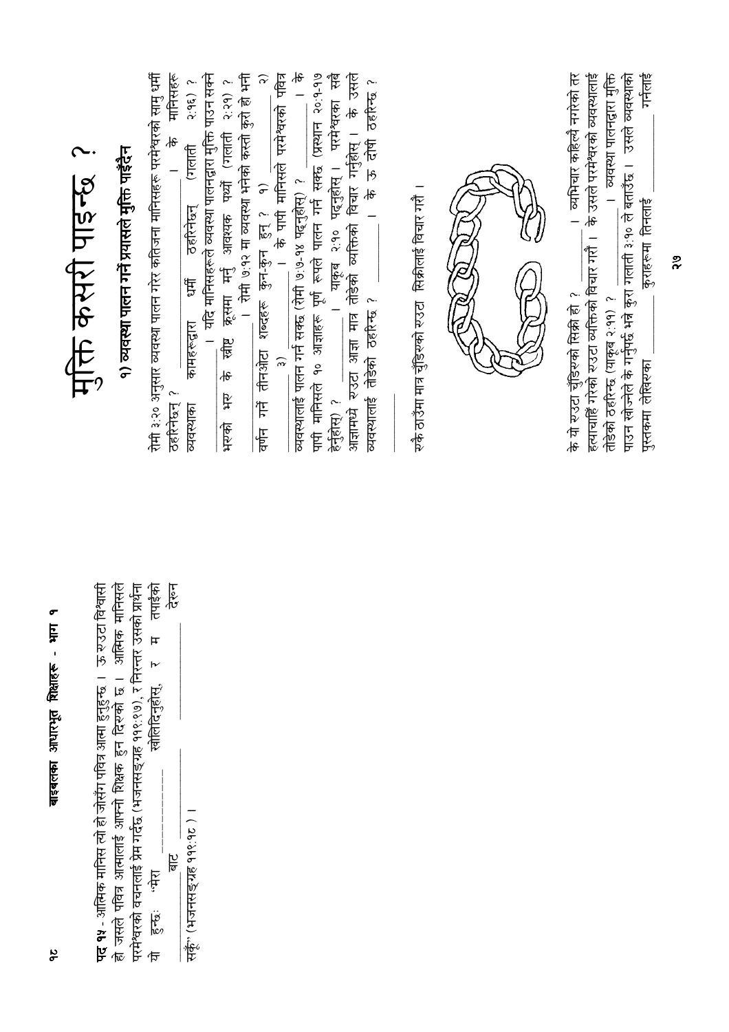**पद १५** - आत्मिक मानिस त्यो हो जोसँग पवित्र आत्मा हुनुहुन्छ । ऊ एउटा विश्वासी हो जसले पवित्र आत्मालाई आफ्नो शिक्षक हुन दिएको छ । आत्मिक मानिसले परमेश्वरको वचनलाई प्रेम गर्दछ (भजनसङ्ग्रह ११९:९७), र निरन्तर उसको प्रार्थना यो हुन्छ: "मेरा ______ खोलिदिनुहोस्, र म तपाईंको ______ बाट ______ देख्न सकूँ" (भजनसङ्ग्रह ११९:१८) ।

# मुक्ति कसरी पाइन्छ ?

## १) व्यवस्था पालन गर्नै प्रयासले मुक्ति पाइँदैन

रोमी ३:२० अनुसार व्यवस्था पालन गरेर कतिजना मानिसहरू परमेश्वरको सामु धर्मी ठहरिन्छन् ? ______ । के मानिसहरू व्यवस्थाका कामहरूद्वारा धर्मी ठहरिन्छन् (गलाती २:१६) ? ______ । यदि मानिसहरूले व्यवस्था पालनद्वारा मुक्ति पाउन सक्ने भएको भए के ख्रीष्ट क्रूसमा मर्नु आवश्यक पर्थ्यो (गलाती २:२१) ? ______ । रोमी ७:१२ मा व्यवस्था भनेको कस्तो कुरो हो भनी वर्णन गर्ने तीनओटा शब्दहरू कुन-कुन हुन् ? १) ______ २) ______ ३) ______ । के पापी मानिसले परमेश्वरको पवित्र व्यवस्थालाई पालन गर्न सक्छ (रोमी ७:७-१४ पढ्नुहोस्) ? ______ । के पापी मानिसले १० आज्ञाहरू पूर्ण रूपले पालन गर्न सक्छ (प्रस्थान २०:१-१७ हेर्नुहोस्) ? ______ । याकूब २:१० पढ्नुहोस् । परमेश्वरका सबै आज्ञामध्ये एउटा आज्ञा मात्र तोड्को व्यक्तिको विचार गर्नुहोस् । के उसले व्यवस्थालाई तोड्को ठहरिन्छ ? ______ । के ऊ दोषी ठहरिन्छ ? ______

एकै ठाउँमा मात्र चुँडिएको एउटा सिक्रीलाई विचार गर्नौ ।

के यो एउटा चुँडिएको सिक्री हो ? ______ । व्यभिचार कहिल्यै नगरेको तर हत्याचाहिँ गरेको एउटा व्यक्तिको विचार गर्नौ । के उसले परमेश्वरको व्यवस्थालाई तोड्को ठहरिन्छ (याकूब २:११) ? ______ । व्यवस्था पालनद्वारा मुक्ति पाउन खोज्नेले के गर्नुपर्छ भन्ने कुरा गलाती ३:१० ले बताउँछ । उसले व्यवस्थाको पुस्तकमा लेखिएका ______ कुराहरूमा तिनलाई ______ गर्नलाई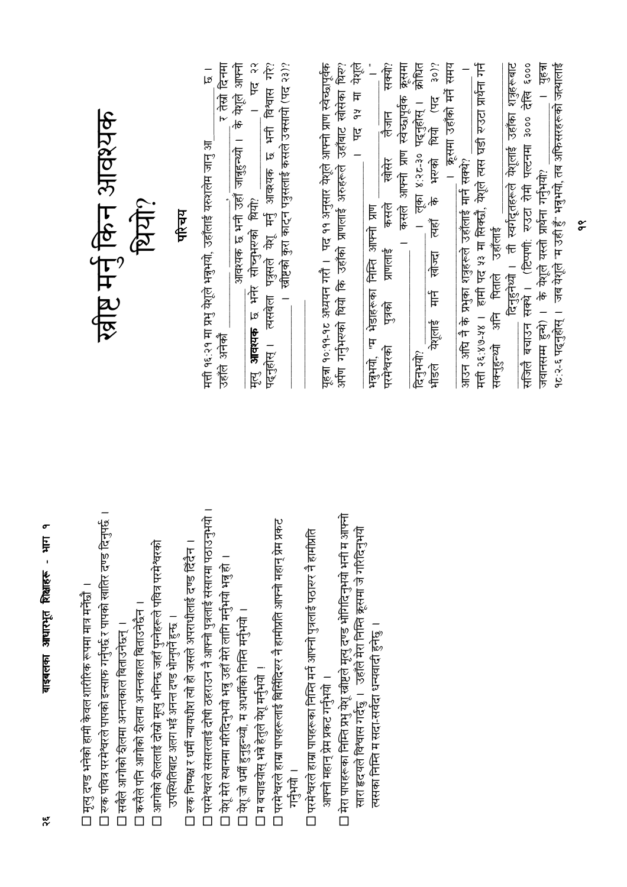☐ मृत्यु दण्ड भनेको हामी केवल शारीरिक रूपमा मात्र मर्नेछौं ।

☐ एक पवित्र परमेश्वरले पापको इन्साफ गर्नुपर्छ र पापको खातिर दण्ड दिनुपर्छ ।

☐ सबैले आगोको झीलमा अनन्तकाल बिताउनेछन् ।

☐ कसैले पनि आगोको झीलमा अनन्तकाल बिताउनेछैन ।

☐ आगोको झीललाई दोस्रो मृत्यु भनिन्छ जहाँ पापीहरूले पवित्र परमेश्वरको उपस्थितिबाट अलग भई अनन्त दण्ड भोग्नुपर्नेछ ।

☐ एक निष्पक्ष र धर्मी न्यायधीश त्यो हो जसले अपराधीलाई दण्ड दिँदैन ।

☐ परमेश्वरले संसारलाई दोषी ठहराउन नै आफ्नो पुत्रलाई संसारमा पठाउनुभयो ।

☐ येशू मेरो स्थानमा मरिदिनुभयो भन्नु उहाँ मेरो लागि मर्नुभयो भन्नु हो ।

☐ येशू जो धर्मी हुनुहुन्थ्यो, म अधर्मीको निम्ति मर्नुभयो ।

☐ म बचाइयोस् भन्ने हेतुले येशू मर्नुभयो ।

☐ परमेश्वरले हाम्रा पापहरूलाई बिर्सिदिएर नै हामीप्रति आफ्नो महान् प्रेम प्रकट गर्नुभयो ।

☐ परमेश्वरले हाम्रा पापहरूका निम्ति मर्न आफ्नो पुत्रलाई पठाएर नै हामीप्रति आफ्नो महान् प्रेम प्रकट गर्नुभयो ।

☐ मेरा पापहरूका निम्ति प्रभु येशू ख्रीष्टले मृत्यु दण्ड भोगिदिनुभयो भनी म आफ्नो सारा हृदयले विश्वास गर्दछु । उहाँले मेरा निम्ति क्रूसमा जे गरिदिनुभयो त्यसका निम्ति म सदा-सर्वदा धन्यवादी हुनेछु ।

# ख्रीष्ट मर्नु किन आवश्यक थियो?

## परिचय

मत्ती १६:२१ मा प्रभु येशूले भन्नुभयो, उहाँलाई यरूशलेम जानु आ______ छ । उहाँले अनेकौं ______ र तेस्रो दिनमा ______ आवश्यक छ भनी उहाँ जान्नुहुन्थ्यो । के येशूले आफ्नो मृत्यु **आवश्यक** छ भनेर सोच्नुभएको थियो? ______ । पद २२ पढ्नुहोस् । त्यसबेला पत्रुसले येशू मर्नु आवश्यक छ भनी विश्वास गरे? ______ । ख्रीष्टको कुरा काट्न पत्रुसलाई कसले उक्सायो (पद २३)? ______

यूहन्ना १०:११-१८ अध्ययन गरौं । पद ११ अनुसार येशूले आफ्नो प्राण स्वेच्छापूर्वक अर्पण गर्नुभएको थियो कि उहाँको प्राणलाई अरुहरूले उहाँबाट खोसेका थिए? ______ । पद १५ मा येशूले भन्नुभयो, "म भेडाहरूका निम्ति आफ्नो प्राण ______ ।" परमेश्वरको पुत्रको प्राणलाई कसले खोसेर लैजान सक्थ्यो? ______ । कसले आफ्नो प्राण स्वेच्छापूर्वक क्रूसमा दिनुभयो? ______ । लूका ४:२८-३० पढ्नुहोस् । क्रोधित भीडले येशूलाई मार्न खोज्दा त्यहाँ के भएको थियो (पद ३०)? ______ । क्रूसमा उहाँको मर्ने समय आउन अघि नै के प्रभुका शत्रुहरूले उहाँलाई मार्न सक्थे? ______ । मत्ती २६:४७-५४ । हामी पद ५३ मा सिक्छौं, येशूले त्यस घडी एउटा प्रार्थना गर्न सक्नुहुन्थ्यो अनि पिताले उहाँलाई ______ दिनुहुन्थ्यो । ती स्वर्गदूतहरूले येशूलाई उहाँका शत्रुहरूबाट सजिलै बचाउन सक्थे । (टिप्पणी: एउटा रोमी पल्टनमा ३००० देखि ६००० जवानसम्म हुन्थे) । के येशूले यस्तो प्रार्थना गर्नुभयो? ______ । यूहन्ना १८:२-६ पढ्नुहोस् । जब येशूले "म उही हुँ" भन्नुभयो, तब अफिसरहरूको जत्थालाई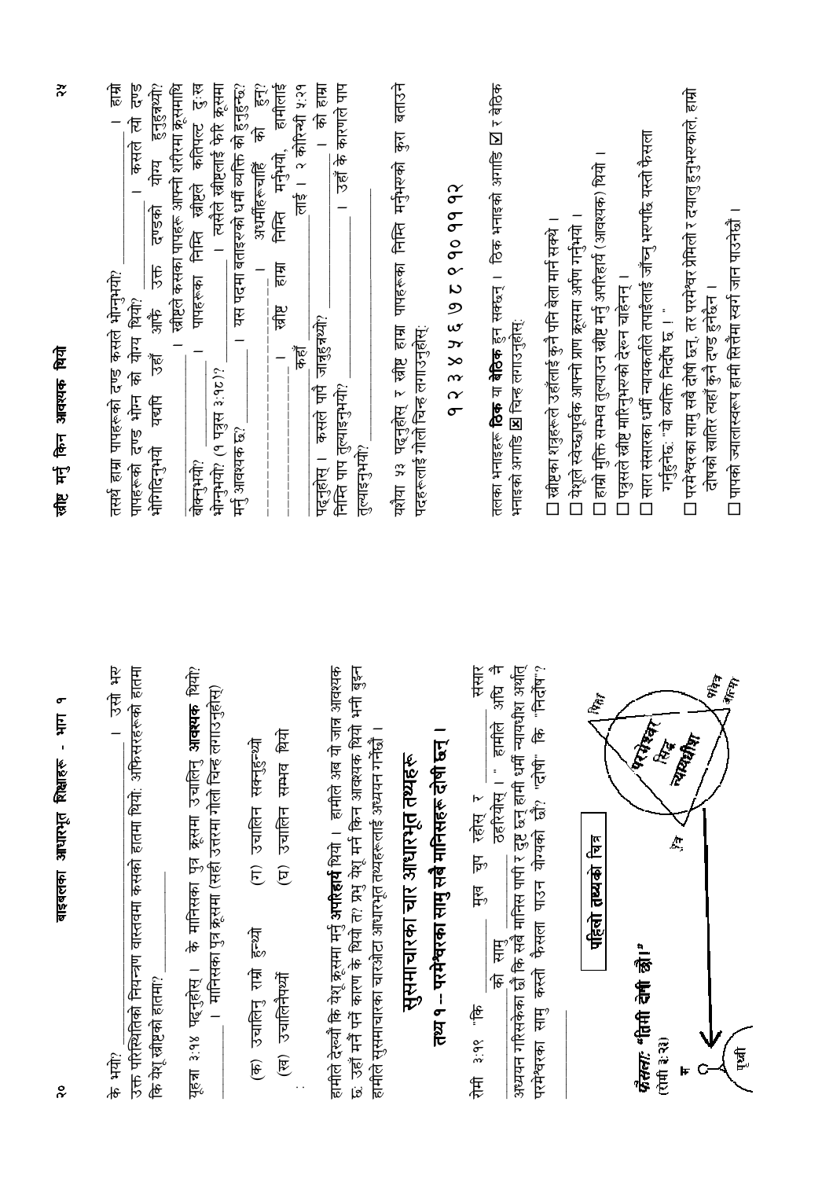के भयो? ______________________________________ । उसै भए उक्त परिस्थितिको नियन्त्रण वास्तवमा कसको हातमा थियो: अफिसरहरूको हातमा कि येशू ख्रीष्टको हातमा? ______________

यूहन्ना ३:१४ पढ्नुहोस् । के मानिसका पुत्र क्रूसमा उचालिनु **आवश्यक** थियो? ______________ । मानिसका पुत्र क्रूसमा (सही उत्तरमा गोलो चिन्ह लगाउनुहोस्)

(क) उचालिनु राम्रो हुन्थ्यो (ग) उचालिन सक्नुहुन्थ्यो

(ख) उचालिनेथ्यो (घ) उचालिन सम्भव थियो

हामीले देख्यौं कि येशू क्रूसमा मर्नु **अपरिहार्य** थियो । हामीले अब यो जान्न आवश्यक छ: उहाँ मर्नै पर्ने कारण के थियो त? प्रभु येशू मर्न किन आवश्यक थियो भनी बुझ्न हामीले सुसमाचारका चारओटा आधारभूत तथ्यहरूलाई अध्ययन गर्नेछौं ।

## सुसमाचारका चार आधारभूत तथ्यहरू

### तथ्य १ – परमेश्वरका सामु सबै मानिसहरू दोषी छन् ।

रोमी ३:१९ "कि ______________ मुख चुप रहोस् र ______________ संसार ______________ को सामु ______________ ठहरियोस् ।" हामीले अघि नै अध्ययन गरिसकेका छौं कि सबै मानिस पापी र दुष्ट छन् हामी धर्मी न्यायधीश अर्थात् परमेश्वरका सामु कस्तो फैसला पाउन योग्यको छौं? "दोषी" कि "निर्दोष"? ______________

**पहिलो तथ्यको चित्र**

फैसला: **"तिमी दोषी छौ।"** (रोमी ३:२३)

म

पृथ्वी

पिता

पुत्र

पवित्र आत्मा

परमेश्वर सिद्ध न्यायधीश

## ख्रीष्ट मर्नु किन आवश्यक थियो

तसर्थ हाम्रा पापहरूको दण्ड कसले भोग्नुभयो? ______________ । हाम्रो पापहरूको दण्ड भोग्न को योग्य थियो? ______________ । कसले त्यो दण्ड भोगिदिनुभयो यद्यपि उहाँ आफैं उक्त दण्डको योग्य हुनुहुन्थ्यो? ______________ । ख्रीष्टले कसका पापहरू आफ्नो शरीरमा क्रूसमाथि बोक्नुभयो? ______________ पापहरूका निम्ति ख्रीष्टले कतिपल्ट दु:ख भोग्नुभयो? (१ पत्रुस ३:१८)? ______________ । त्यसैले ख्रीष्टलाई फेरि क्रूसमा मर्नु आवश्यक छ? ______________ । यस पदमा बताइएको धर्मी व्यक्ति को हुनुहुन्छ? ______________ । अधर्मीहरूचाहिँ को हुन्? ______________ । ख्रीष्ट हाम्रा निम्ति मर्नुभयो, हामीलाई ______________ कहाँ ______________ लाई । २ कोरिन्थी ५:२१ पढ्नुहोस् । कसले पापै जान्नुहुन्थ्यो? ______________ । को हाम्रा निम्ति पाप तुल्याइनुभयो? ______________ । उहाँ के कारणले पाप तुल्याइनुभयो? ______________

यशैया ५३ पढ्नुहोस् र ख्रीष्ट हाम्रा पापहरूका निम्ति मर्नुभएको कुरा बताउने पदहरूलाई गोलो चिन्ह लगाउनुहोस्:

१ २ ३ ४ ५ ६ ७ ८ ९ १० ११ १२

तलका भनाइहरू **ठिक** या **बेठिक** हुन सक्छन् । ठिक भनाइको अगाडि ☑ र बेठिक भनाइको अगाडि ☒ चिन्ह लगाउनुहोस्:

- ☐ ख्रीष्टका शत्रुहरूले उहाँलाई कुनै पनि बेला मार्न सक्थे ।
- ☐ येशूले स्वेच्छापूर्वक आफ्नो प्राण क्रूसमा अर्पण गर्नुभयो ।
- ☐ हाम्रो मुक्ति सम्भव तुल्याउन ख्रीष्ट मर्नु अपरिहार्य (आवश्यक) थियो ।
- ☐ पत्रुसले ख्रीष्ट मारिनुभएको देख्न चाहेनन् ।
- ☐ सारा संसारका धर्मी न्यायकर्ताले तपाईंलाई जाँच्नु भएपछि यस्तो फैसला गर्नुहुनेछ: "यो व्यक्ति निर्दोष छ ।"
- ☐ परमेश्वरका सामु सबै दोषी छन्, तर परमेश्वर प्रेमिलो र दयालु हुनुभएकाले, हाम्रो दोषको खातिर त्यहाँ कुनै दण्ड हुनेछैन ।
- ☐ पापको ज्यालास्वरूप हामी सिधैं स्वर्ग जान पाउनेछौं ।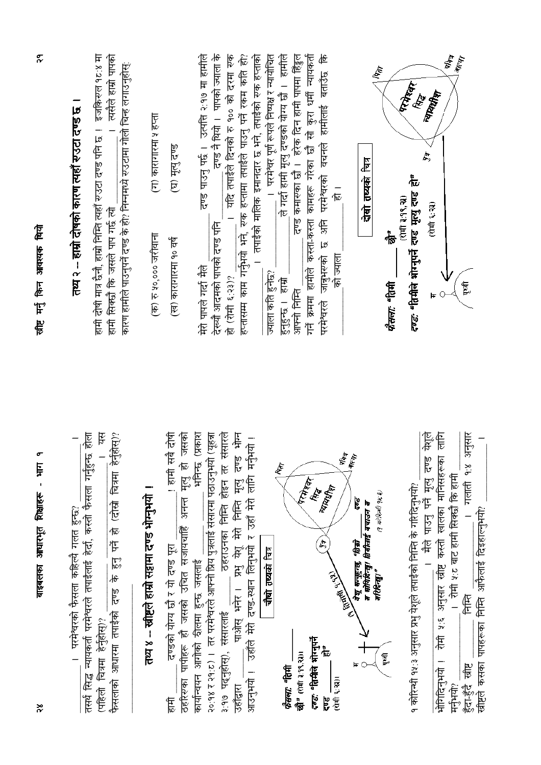_____________। परमेश्वरको फैसला कहिल्यै गलत हुन्छ? _____________।
तसर्थ सिद्ध न्यायकर्ता परमेश्वरले तपाईंलाई हेर्दा, कस्तो फैसला गर्नुहुन्छ होला (पहिलो चित्रमा हेर्नुहोस्)? _____________। यस फैसलाको आधारमा तपाईंको दण्ड के हुनु पर्ने हो (दोस्रो चित्रमा हेर्नुहोस्)? _____________

## तथ्य ४ – ख्रीष्टले हाम्रो सट्टामा दण्ड भोग्नुभयो ।

हामी _______ दण्डको योग्य छौं र यो दण्ड पूरा _______! हामी सबै दोषी ठहरिएका पापीहरू हौं जसको उचित सजायचाहिँ अनन्त मृत्यु हो जसको कार्यान्वयन आगोको झीलमा हुन्छ जसलाई _______ भनिन्छ (प्रकाश २०:१४ र २१:८) । तर परमेश्वरले आफ्नो प्रिय पुत्रलाई संसारमा पठाउनुभयो (यूहन्ना ३:१७ पढ्नुहोस्), संसारलाई _______ ठहराउनका निम्ति होइन तर संसारले उहाँद्वारा _______ पाओस् भनेर । प्रभु येशू मेरो निम्ति मृत्यु दण्ड भोग्न आउनुभयो । उहाँले मेरो दण्ड-स्थान लिनुभयो र उहाँ मेरो लागि मर्नुभयो ।

**चौथो तथ्यको चित्र**

*फैसला:* **"तिमी _______ छौ"** (रोमी ३:१९,२३)।
*दण्ड:* **"तिमीले भोग्नुपर्ने दण्ड _______ हो"** (रोमी ६:२३)।

म — पृथ्वी — (१ तिमोथी १:१५) — पुत्र — परमेश्वर सिद्ध न्यायधीश (पिता, पवित्र आत्मा)

***येशू ख्रीष्टले, "तिम्रो दण्ड _______ म भोगिदिन्छु तिमीलाई बचाउन म मरिदिन्छु।"*** (१ कोरिन्थी १५:३)

१ कोरिन्थी १५:३ अनुसार प्रभु येशूले तपाईंका निम्ति के गरिदिनुभयो? _______। मैले पाउनु पर्ने मृत्यु दण्ड येशूले भोगिदिनुभयो । रोमी ५:६ अनुसार ख्रीष्ट कस्तो खालका मानिसहरूका लागि मर्नुभयो? _______। रोमी ५:८ बाट हामी सिक्छौं कि हामी _______ हुँदा-हुँदै ख्रीष्ट _______ निम्ति _______। गलाती १:४ अनुसार ख्रीष्टले कसका पापहरूका निम्ति आफैलाई दिइहाल्नुभयो? _______।

## तथ्य २ – हाम्रो दोषको कारण त्यहाँ रुउटा दण्ड छ ।

हामी दोषी मात्र छैनौं, हाम्रो निम्ति त्यहाँ रुउटा दण्ड पनि छ । इजकिएल १८:४ मा हामी सिक्छौं कि जसले पाप गर्छ त्यो _______। त्यसैले हाम्रो पापको कारण हामीले पाउनुपर्ने दण्ड के हो? निम्नमध्ये रुउटामा गोलो चिन्ह लगाउनुहोस्:

(क) रु ५०,००० जरिवाना  (ग) कारागारमा ५ हप्ता
(ख) कारागारमा १० वर्ष  (घ) मृत्यु दण्ड

मेरो पापले गर्दा मैले _______ दण्ड पाउनु पर्छ । उत्पत्ति २:१७ मा हामीले देख्यौं आदमको पापको दण्ड पनि _______ दण्ड नै थियो । पापको ज्याला के हो (रोमी ६:२३)? _______। यदि तपाईंले दिनको रु १०० को दरमा रुक हप्तासम्म काम गर्नुभयो भने, रुक हप्तामा तपाईंले पाउनु पर्ने रकम कति हो? _______। तपाईंको मालिक इमानदार छ भने, तपाईंको रुक हप्ताको ज्याला कति हुनेछ? _______। परमेश्वर पूर्ण रूपले निष्पक्ष र न्यायोचित हुनुहुन्छ । हाम्रो _______ ले गर्दा हामी मृत्यु दण्डको योग्य छौं । हामीले आफ्नो निम्ति _______ दण्ड कमाएका छौं । हरेक दिन हामी पापमा हिँडुल गर्दै क्रममा हामीले कस्ता-कस्ता कामहरू गरेका छौं सो कुरा धर्मी न्यायकर्ता परमेश्वरले जान्नुभएको छ अनि परमेश्वरको वचनले हामीलाई बताउँछ कि _______ को ज्याला _______ हो ।

**दोस्रो तथ्यको चित्र**

*फैसला:* **"तिमी _______ छौ"** (रोमी ३:१९,२३)
*दण्ड:* **"तिमीले भोग्नुपर्ने दण्ड मृत्यु दण्ड हो"** (रोमी ६:२३)

म — पृथ्वी — परमेश्वर सिद्ध न्यायधीश (पिता, पुत्र, पवित्र आत्मा)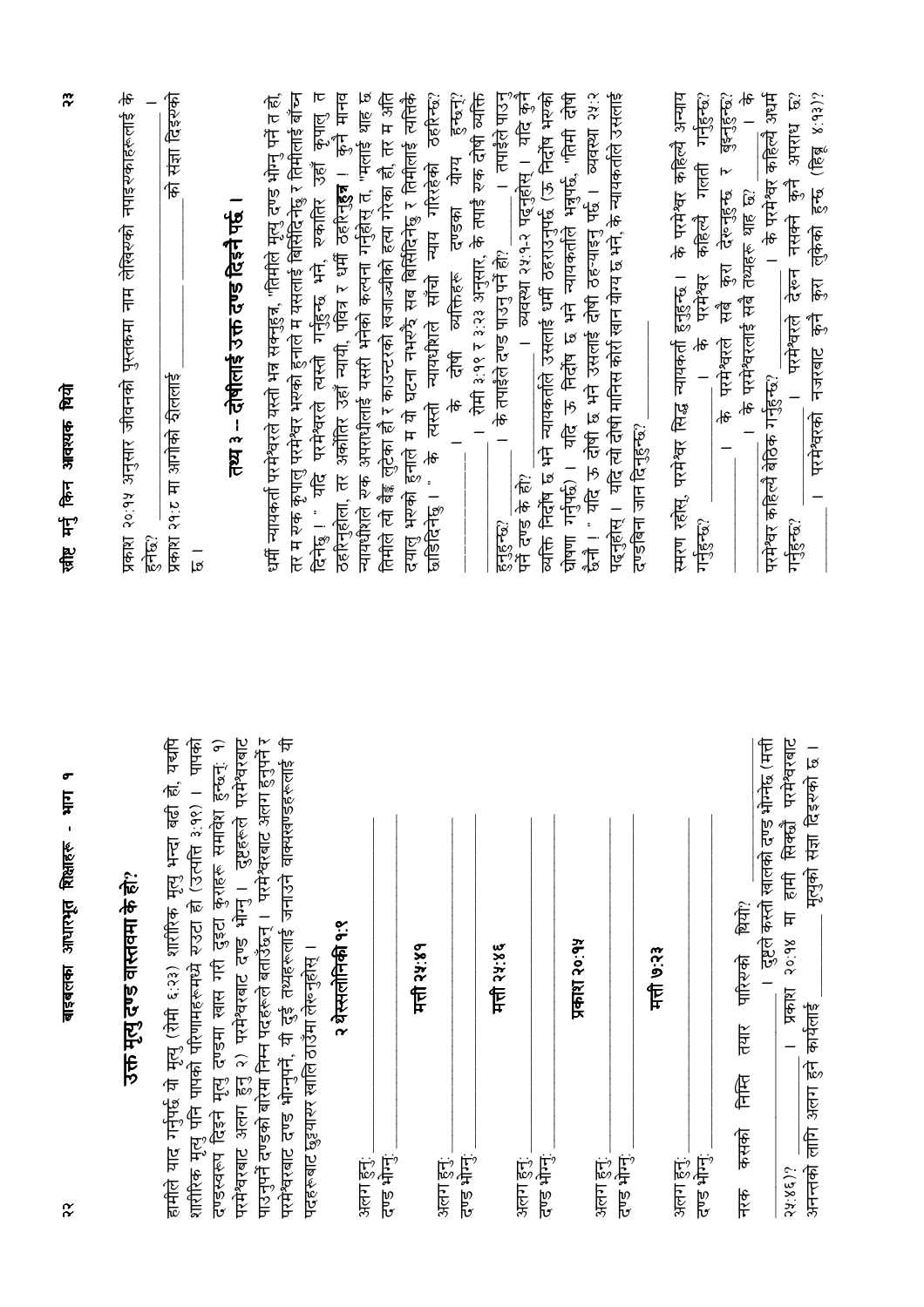## उक्त मृत्यु दण्ड वास्तवमा के हो?

हामीले याद गर्नुपर्छ यो मृत्यु (रोमी ६:२३) शारीरिक मृत्यु भन्दा बढी हो, यद्यपि शारीरिक मृत्यु पनि पापको परिणामहरूमध्ये एउटा हो (उत्पत्ति ३:१९)। पापको दण्डस्वरूप दिइने मृत्यु दण्डमा खास गरी दुइटा कुराहरू समावेश हुन्छन्: १) परमेश्वरबाट अलग हुनु २) परमेश्वरबाट दण्ड भोग्नु। दुष्टहरूले परमेश्वरबाट पाउनुपर्ने दण्डको बारेमा निम्न पदहरूले बताउँछन्। परमेश्वरबाट अलग हुनुपर्ने र परमेश्वरबाट दण्ड भोग्नुपर्ने, यी दुई तथ्यहरूलाई जनाउने वाक्यखण्डहरूलाई यी पदहरूबाट छुट्याएर खालि ठाउँमा लेख्नुहोस्।

**२ थेस्सलोनिकी १:९**

अलग हुनु: ____________________

दण्ड भोग्नु: ____________________

**मत्ती २५:४१**

अलग हुनु: ____________________

दण्ड भोग्नु: ____________________

**मत्ती २५:४६**

अलग हुनु: ____________________

दण्ड भोग्नु: ____________________

**प्रकाश २०:१५**

अलग हुनु: ____________________

दण्ड भोग्नु: ____________________

**मत्ती ७:२३**

अलग हुनु: ____________________

दण्ड भोग्नु: ____________________

नरक कसको निम्ति तयार पारिएको थियो? ____________________ । दुष्टले कस्तो खालको दण्ड भोग्नेछ (मत्ती २५:४६)? ____________ । प्रकाश २०:१४ मा हामी सिक्छौं परमेश्वरबाट अनन्तको लागि अलग हुने कार्यलाई ____________ मृत्युको संज्ञा दिइएको छ।

प्रकाश २०:१५ अनुसार जीवनको पुस्तकमा नाम लेखिएको नपाइएकाहरूलाई के हुनेछ? ____________ । प्रकाश २१:८ मा आगोको झीललाई ____________ ____________ को संज्ञा दिइएको छ।

## तथ्य ३ – दोषीलाई उक्त दण्ड दिइने पर्छ।

धर्मी न्यायकर्ता परमेश्वरले यस्तो भन्न सक्नुहुन्न, "तिमीले मृत्यु दण्ड भोग्नु पर्ने त हो, तर म एक कृपालु परमेश्वर भएको हुनाले म यसलाई बिर्सिदिन्छु र तिमीलाई बाँच्न दिन्छु।" यदि परमेश्वरले त्यसो गर्नुहुन्छ भने, एकातिर उहाँ कृपालु त ठहरिनुहोला, तर अर्कोतिर उहाँ न्यायी, पवित्र र धर्मी ठहरिनुहुन्न। कुनै मानव न्यायधीशले एक अपराधीलाई यसरी भनेको कल्पना गर्नुहोस् त, "मलाई थाह छ तिमीले त्यो बैंक लुटेका हौ र काउन्टरको खजान्चीको हत्या गरेका हौ, तर म अति दयालु भएको हुनाले म यो घटना नभएझैं सबै बिर्सिदिन्छु र तिमीलाई त्यसै छाडिदिन्छु।" के त्यस्तो न्यायधीशले साँचो न्याय गरिरहेको ठहरिन्छ? ____________ । के दोषी व्यक्तिहरू दण्डका योग्य हुन्छन्? ____________ । रोमी ३:१९ र ३:२३ अनुसार, के तपाईं एक दोषी व्यक्ति हुनुहुन्छ? ____________ । के तपाईंले दण्ड पाउनु पर्ने हो? ____________ । तपाईंले पाउनु पर्ने दण्ड के हो? ____________ । व्यवस्था २५:१-२ पढ्नुहोस्। यदि कुनै व्यक्ति निर्दोष छ भने न्यायकर्ताले उसलाई धर्मी ठहराउनुपर्छ (उ निर्दोष भएको घोषणा गर्नुपर्छ)। यदि उ निर्दोष छ भने न्यायकर्ताले भन्नुपर्छ, "तिमी दोषी छैनौ।" यदि उ दोषी छ भने उसलाई दोषी ठहऱ्याइनु पर्छ। व्यवस्था २५:२ पढ्नुहोस्। यदि त्यो दोषी मानिस कोर्रा खान योग्य छ भने, के न्यायकर्ताले उसलाई दण्डबिना जान दिनुहुन्छ? ____________

स्मरण रहोस्, परमेश्वर सिद्ध न्यायकर्ता हुनुहुन्छ। के परमेश्वर कहिल्यै अन्याय गर्नुहुन्छ? ____________ । के परमेश्वर कहिल्यै गलती गर्नुहुन्छ? ____________ । के परमेश्वरले सबै कुरा देख्नुहुन्छ र बुझ्नुहुन्छ? ____________ । के परमेश्वरलाई सबै तथ्यहरू थाह छ? ____________ । के परमेश्वर कहिल्यै बेठिक गर्नुहुन्छ? ____________ । के परमेश्वर कहिल्यै अधर्म गर्नुहुन्छ? ____________ । परमेश्वरले देख्न नसक्ने कुनै अपराध छ? ____________ । परमेश्वरको नजरबाट कुनै कुरा लुकेको हुन्छ (हिब्रू ४:१३)? ____________